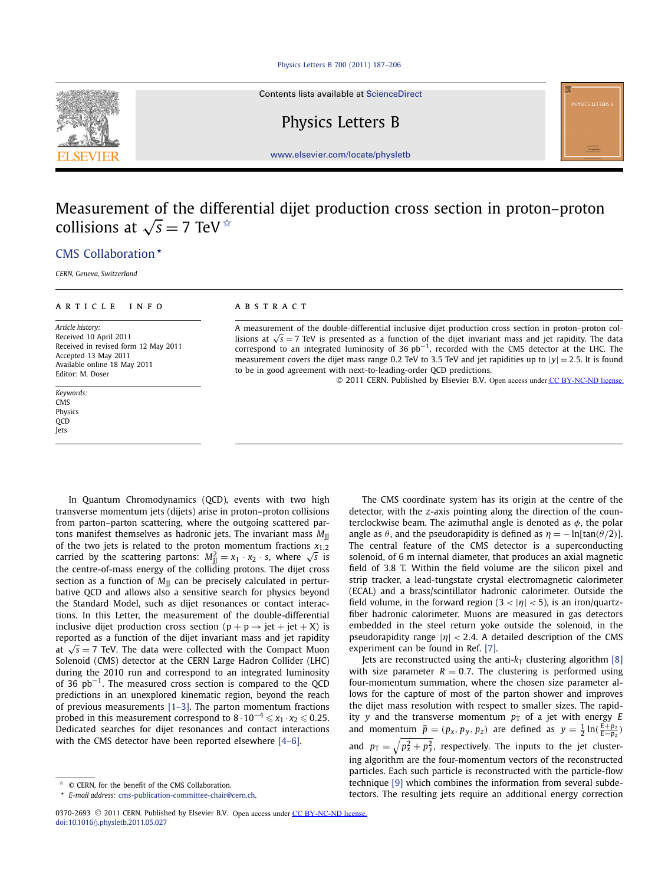Contents lists available at ScienceDirect

# Physics Letters B

www.elsevier.com/locate/physletb

# Measurement of the differential dijet production cross section in proton–proton collisions at $\sqrt{s} = 7$ TeV ☆

CMS Collaboration *

*CERN, Geneva, Switzerland*

## ARTICLE INFO

*Article history:*
Received 10 April 2011
Received in revised form 12 May 2011
Accepted 13 May 2011
Available online 18 May 2011
Editor: M. Doser

*Keywords:*
CMS
Physics
QCD
Jets

## ABSTRACT

A measurement of the double-differential inclusive dijet production cross section in proton–proton collisions at $\sqrt{s} = 7$ TeV is presented as a function of the dijet invariant mass and jet rapidity. The data correspond to an integrated luminosity of 36 $\text{pb}^{-1}$, recorded with the CMS detector at the LHC. The measurement covers the dijet mass range 0.2 TeV to 3.5 TeV and jet rapidities up to $|y| = 2.5$. It is found to be in good agreement with next-to-leading-order QCD predictions.

© 2011 CERN. Published by Elsevier B.V. Open access under CC BY-NC-ND license.

In Quantum Chromodynamics (QCD), events with two high transverse momentum jets (dijets) arise in proton–proton collisions from parton–parton scattering, where the outgoing scattered partons manifest themselves as hadronic jets. The invariant mass $M_{\text{JJ}}$ of the two jets is related to the proton momentum fractions $x_{1,2}$ carried by the scattering partons: $M_{\text{JJ}}^2 = x_1 \cdot x_2 \cdot s$, where $\sqrt{s}$ is the centre-of-mass energy of the colliding protons. The dijet cross section as a function of $M_{\text{JJ}}$ can be precisely calculated in perturbative QCD and allows also a sensitive search for physics beyond the Standard Model, such as dijet resonances or contact interactions. In this Letter, the measurement of the double-differential inclusive dijet production cross section ($\text{p} + \text{p} \rightarrow \text{jet} + \text{jet} + \text{X}$) is reported as a function of the dijet invariant mass and jet rapidity at $\sqrt{s} = 7$ TeV. The data were collected with the Compact Muon Solenoid (CMS) detector at the CERN Large Hadron Collider (LHC) during the 2010 run and correspond to an integrated luminosity of 36 $\text{pb}^{-1}$. The measured cross section is compared to the QCD predictions in an unexplored kinematic region, beyond the reach of previous measurements [1–3]. The parton momentum fractions probed in this measurement correspond to $8 \cdot 10^{-4} \leqslant x_1 \cdot x_2 \leqslant 0.25$. Dedicated searches for dijet resonances and contact interactions with the CMS detector have been reported elsewhere [4–6].

The CMS coordinate system has its origin at the centre of the detector, with the $z$-axis pointing along the direction of the counterclockwise beam. The azimuthal angle is denoted as $\phi$, the polar angle as $\theta$, and the pseudorapidity is defined as $\eta = -\ln[\tan(\theta/2)]$. The central feature of the CMS detector is a superconducting solenoid, of 6 m internal diameter, that produces an axial magnetic field of 3.8 T. Within the field volume are the silicon pixel and strip tracker, a lead-tungstate crystal electromagnetic calorimeter (ECAL) and a brass/scintillator hadronic calorimeter. Outside the field volume, in the forward region ($3 < |\eta| < 5$), is an iron/quartz-fiber hadronic calorimeter. Muons are measured in gas detectors embedded in the steel return yoke outside the solenoid, in the pseudorapidity range $|\eta| < 2.4$. A detailed description of the CMS experiment can be found in Ref. [7].

Jets are reconstructed using the anti-$k_{\text{T}}$ clustering algorithm [8] with size parameter $R = 0.7$. The clustering is performed using four-momentum summation, where the chosen size parameter allows for the capture of most of the parton shower and improves the dijet mass resolution with respect to smaller sizes. The rapidity $y$ and the transverse momentum $p_{\text{T}}$ of a jet with energy $E$ and momentum $\vec{p} = (p_x, p_y, p_z)$ are defined as $y = \frac{1}{2}\ln(\frac{E+p_z}{E-p_z})$ and $p_{\text{T}} = \sqrt{p_x^2 + p_y^2}$, respectively. The inputs to the jet clustering algorithm are the four-momentum vectors of the reconstructed particles. Each such particle is reconstructed with the particle-flow technique [9] which combines the information from several subdetectors. The resulting jets require an additional energy correction

☆ © CERN, for the benefit of the CMS Collaboration.
* E-mail address: cms-publication-committee-chair@cern.ch.

0370-2693 © 2011 CERN. Published by Elsevier B.V. Open access under CC BY-NC-ND license.
doi:10.1016/j.physletb.2011.05.027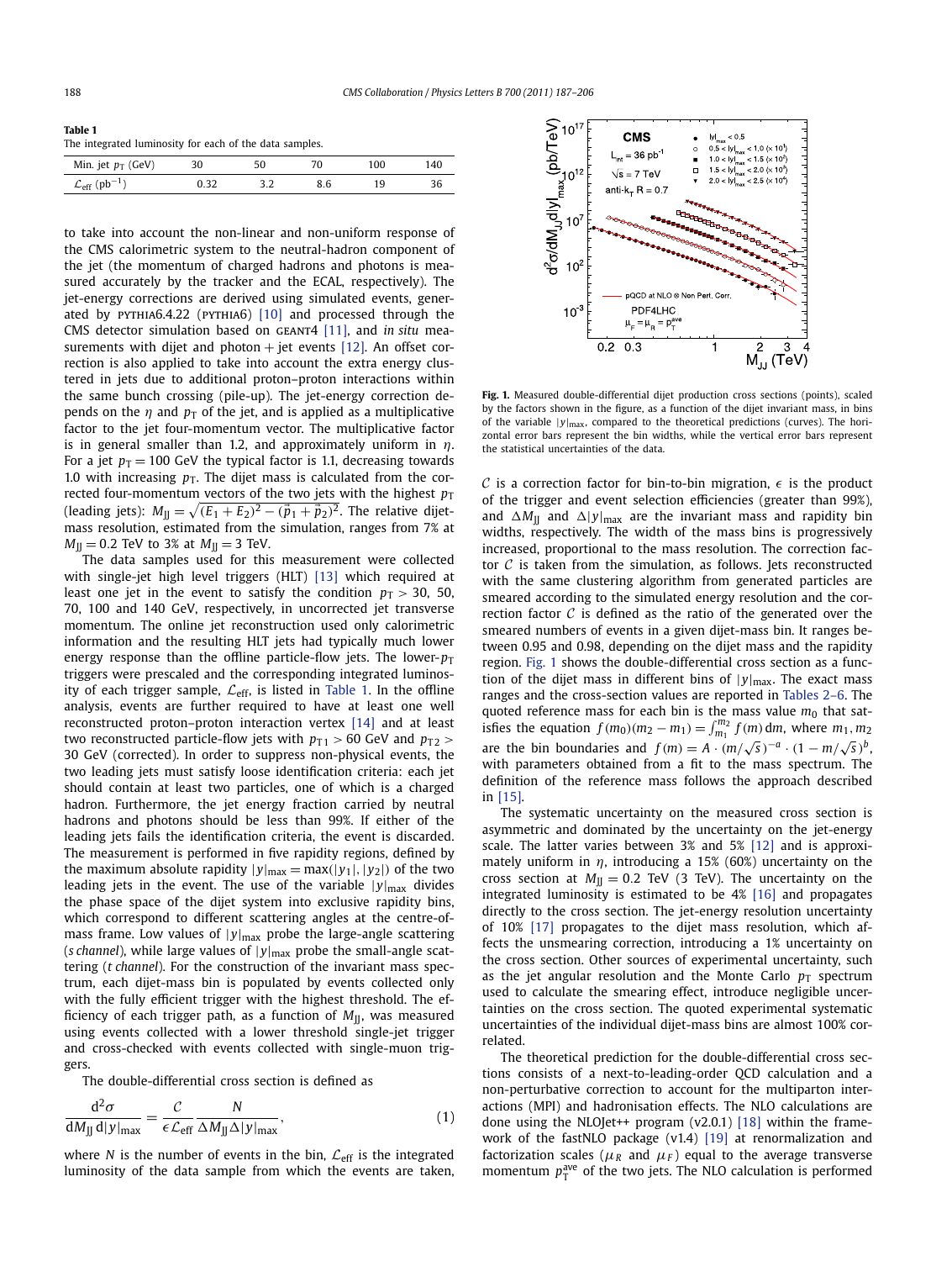**Table 1**
The integrated luminosity for each of the data samples.

| Min. jet $p_T$ (GeV) | 30 | 50 | 70 | 100 | 140 |
|---|---|---|---|---|---|
| $\mathcal{L}_{\text{eff}}$ ($\text{pb}^{-1}$) | 0.32 | 3.2 | 8.6 | 19 | 36 |

to take into account the non-linear and non-uniform response of the CMS calorimetric system to the neutral-hadron component of the jet (the momentum of charged hadrons and photons is measured accurately by the tracker and the ECAL, respectively). The jet-energy corrections are derived using simulated events, generated by PYTHIA6.4.22 (PYTHIA6) [10] and processed through the CMS detector simulation based on GEANT4 [11], and *in situ* measurements with dijet and photon + jet events [12]. An offset correction is also applied to take into account the extra energy clustered in jets due to additional proton–proton interactions within the same bunch crossing (pile-up). The jet-energy correction depends on the $\eta$ and $p_T$ of the jet, and is applied as a multiplicative factor to the jet four-momentum vector. The multiplicative factor is in general smaller than 1.2, and approximately uniform in $\eta$. For a jet $p_T = 100$ GeV the typical factor is 1.1, decreasing towards 1.0 with increasing $p_T$. The dijet mass is calculated from the corrected four-momentum vectors of the two jets with the highest $p_T$ (leading jets): $M_{JJ} = \sqrt{(E_1 + E_2)^2 - (\vec{p}_1 + \vec{p}_2)^2}$. The relative dijet-mass resolution, estimated from the simulation, ranges from 7% at $M_{JJ} = 0.2$ TeV to 3% at $M_{JJ} = 3$ TeV.

The data samples used for this measurement were collected with single-jet high level triggers (HLT) [13] which required at least one jet in the event to satisfy the condition $p_T > 30$, 50, 70, 100 and 140 GeV, respectively, in uncorrected jet transverse momentum. The online jet reconstruction used only calorimetric information and the resulting HLT jets had typically much lower energy response than the offline particle-flow jets. The lower-$p_T$ triggers were prescaled and the corresponding integrated luminosity of each trigger sample, $\mathcal{L}_{\text{eff}}$, is listed in Table 1. In the offline analysis, events are further required to have at least one well reconstructed proton–proton interaction vertex [14] and at least two reconstructed particle-flow jets with $p_{T1} > 60$ GeV and $p_{T2} > 30$ GeV (corrected). In order to suppress non-physical events, the two leading jets must satisfy loose identification criteria: each jet should contain at least two particles, one of which is a charged hadron. Furthermore, the jet energy fraction carried by neutral hadrons and photons should be less than 99%. If either of the leading jets fails the identification criteria, the event is discarded. The measurement is performed in five rapidity regions, defined by the maximum absolute rapidity $|y|_{\max} = \max(|y_1|, |y_2|)$ of the two leading jets in the event. The use of the variable $|y|_{\max}$ divides the phase space of the dijet system into exclusive rapidity bins, which correspond to different scattering angles at the centre-of-mass frame. Low values of $|y|_{\max}$ probe the large-angle scattering (*s channel*), while large values of $|y|_{\max}$ probe the small-angle scattering (*t channel*). For the construction of the invariant mass spectrum, each dijet-mass bin is populated by events collected only with the fully efficient trigger with the highest threshold. The efficiency of each trigger path, as a function of $M_{JJ}$, was measured using events collected with a lower threshold single-jet trigger and cross-checked with events collected with single-muon triggers.

The double-differential cross section is defined as

$$\frac{\mathrm{d}^2\sigma}{\mathrm{d}M_{JJ}\,\mathrm{d}|y|_{\max}} = \frac{\mathcal{C}}{\epsilon \mathcal{L}_{\text{eff}}} \frac{N}{\Delta M_{JJ} \Delta |y|_{\max}}, \tag{1}$$

where $N$ is the number of events in the bin, $\mathcal{L}_{\text{eff}}$ is the integrated luminosity of the data sample from which the events are taken,

**Fig. 1.** Measured double-differential dijet production cross sections (points), scaled by the factors shown in the figure, as a function of the dijet invariant mass, in bins of the variable $|y|_{\max}$, compared to the theoretical predictions (curves). The horizontal error bars represent the bin widths, while the vertical error bars represent the statistical uncertainties of the data.

$\mathcal{C}$ is a correction factor for bin-to-bin migration, $\epsilon$ is the product of the trigger and event selection efficiencies (greater than 99%), and $\Delta M_{JJ}$ and $\Delta|y|_{\max}$ are the invariant mass and rapidity bin widths, respectively. The width of the mass bins is progressively increased, proportional to the mass resolution. The correction factor $\mathcal{C}$ is taken from the simulation, as follows. Jets reconstructed with the same clustering algorithm from generated particles are smeared according to the simulated energy resolution and the correction factor $\mathcal{C}$ is defined as the ratio of the generated over the smeared numbers of events in a given dijet-mass bin. It ranges between 0.95 and 0.98, depending on the dijet mass and the rapidity region. Fig. 1 shows the double-differential cross section as a function of the dijet mass in different bins of $|y|_{\max}$. The exact mass ranges and the cross-section values are reported in Tables 2–6. The quoted reference mass for each bin is the mass value $m_0$ that satisfies the equation $f(m_0)(m_2 - m_1) = \int_{m_1}^{m_2} f(m)\,\mathrm{d}m$, where $m_1, m_2$ are the bin boundaries and $f(m) = A \cdot (m/\sqrt{s})^{-a} \cdot (1 - m/\sqrt{s})^b$, with parameters obtained from a fit to the mass spectrum. The definition of the reference mass follows the approach described in [15].

The systematic uncertainty on the measured cross section is asymmetric and dominated by the uncertainty on the jet-energy scale. The latter varies between 3% and 5% [12] and is approximately uniform in $\eta$, introducing a 15% (60%) uncertainty on the cross section at $M_{JJ} = 0.2$ TeV (3 TeV). The uncertainty on the integrated luminosity is estimated to be 4% [16] and propagates directly to the cross section. The jet-energy resolution uncertainty of 10% [17] propagates to the dijet mass resolution, which affects the unsmearing correction, introducing a 1% uncertainty on the cross section. Other sources of experimental uncertainty, such as the jet angular resolution and the Monte Carlo $p_T$ spectrum used to calculate the smearing effect, introduce negligible uncertainties on the cross section. The quoted experimental systematic uncertainties of the individual dijet-mass bins are almost 100% correlated.

The theoretical prediction for the double-differential cross sections consists of a next-to-leading-order QCD calculation and a non-perturbative correction to account for the multiparton interactions (MPI) and hadronisation effects. The NLO calculations are done using the NLOJet++ program (v2.0.1) [18] within the framework of the fastNLO package (v1.4) [19] at renormalization and factorization scales ($\mu_R$ and $\mu_F$) equal to the average transverse momentum $p_T^{\text{ave}}$ of the two jets. The NLO calculation is performed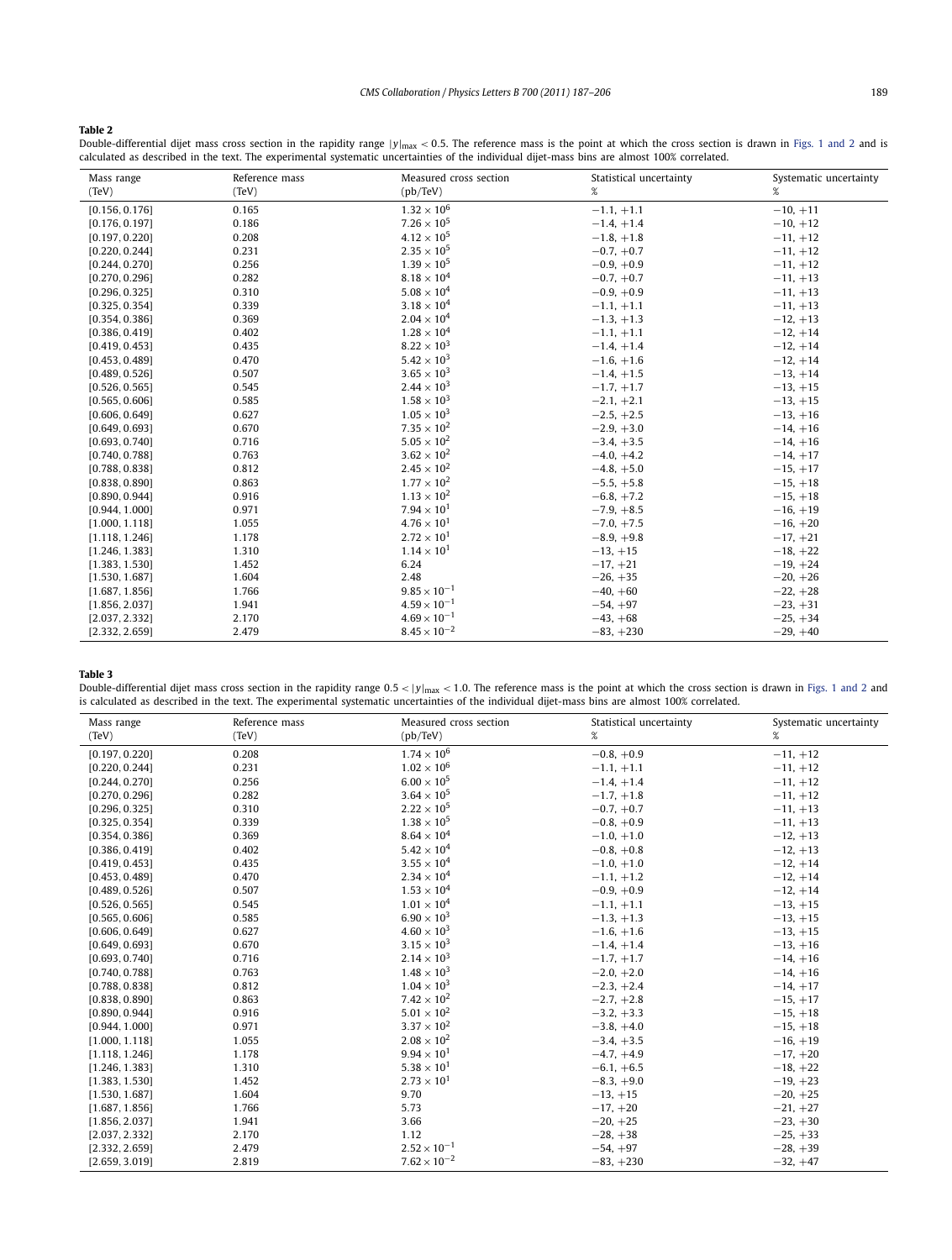**Table 2**

Double-differential dijet mass cross section in the rapidity range $|y|_{\text{max}} < 0.5$. The reference mass is the point at which the cross section is drawn in Figs. 1 and 2 and is calculated as described in the text. The experimental systematic uncertainties of the individual dijet-mass bins are almost 100% correlated.

| Mass range (TeV) | Reference mass (TeV) | Measured cross section (pb/TeV) | Statistical uncertainty % | Systematic uncertainty % |
|---|---|---|---|---|
| [0.156, 0.176] | 0.165 | $1.32 \times 10^{6}$ | −1.1, +1.1 | −10, +11 |
| [0.176, 0.197] | 0.186 | $7.26 \times 10^{5}$ | −1.4, +1.4 | −10, +12 |
| [0.197, 0.220] | 0.208 | $4.12 \times 10^{5}$ | −1.8, +1.8 | −11, +12 |
| [0.220, 0.244] | 0.231 | $2.35 \times 10^{5}$ | −0.7, +0.7 | −11, +12 |
| [0.244, 0.270] | 0.256 | $1.39 \times 10^{5}$ | −0.9, +0.9 | −11, +12 |
| [0.270, 0.296] | 0.282 | $8.18 \times 10^{4}$ | −0.7, +0.7 | −11, +13 |
| [0.296, 0.325] | 0.310 | $5.08 \times 10^{4}$ | −0.9, +0.9 | −11, +13 |
| [0.325, 0.354] | 0.339 | $3.18 \times 10^{4}$ | −1.1, +1.1 | −11, +13 |
| [0.354, 0.386] | 0.369 | $2.04 \times 10^{4}$ | −1.3, +1.3 | −12, +13 |
| [0.386, 0.419] | 0.402 | $1.28 \times 10^{4}$ | −1.1, +1.1 | −12, +14 |
| [0.419, 0.453] | 0.435 | $8.22 \times 10^{3}$ | −1.4, +1.4 | −12, +14 |
| [0.453, 0.489] | 0.470 | $5.42 \times 10^{3}$ | −1.6, +1.6 | −12, +14 |
| [0.489, 0.526] | 0.507 | $3.65 \times 10^{3}$ | −1.4, +1.5 | −13, +14 |
| [0.526, 0.565] | 0.545 | $2.44 \times 10^{3}$ | −1.7, +1.7 | −13, +15 |
| [0.565, 0.606] | 0.585 | $1.58 \times 10^{3}$ | −2.1, +2.1 | −13, +15 |
| [0.606, 0.649] | 0.627 | $1.05 \times 10^{3}$ | −2.5, +2.5 | −13, +16 |
| [0.649, 0.693] | 0.670 | $7.35 \times 10^{2}$ | −2.9, +3.0 | −14, +16 |
| [0.693, 0.740] | 0.716 | $5.05 \times 10^{2}$ | −3.4, +3.5 | −14, +16 |
| [0.740, 0.788] | 0.763 | $3.62 \times 10^{2}$ | −4.0, +4.2 | −14, +17 |
| [0.788, 0.838] | 0.812 | $2.45 \times 10^{2}$ | −4.8, +5.0 | −15, +17 |
| [0.838, 0.890] | 0.863 | $1.77 \times 10^{2}$ | −5.5, +5.8 | −15, +18 |
| [0.890, 0.944] | 0.916 | $1.13 \times 10^{2}$ | −6.8, +7.2 | −15, +18 |
| [0.944, 1.000] | 0.971 | $7.94 \times 10^{1}$ | −7.9, +8.5 | −16, +19 |
| [1.000, 1.118] | 1.055 | $4.76 \times 10^{1}$ | −7.0, +7.5 | −16, +20 |
| [1.118, 1.246] | 1.178 | $2.72 \times 10^{1}$ | −8.9, +9.8 | −17, +21 |
| [1.246, 1.383] | 1.310 | $1.14 \times 10^{1}$ | −13, +15 | −18, +22 |
| [1.383, 1.530] | 1.452 | 6.24 | −17, +21 | −19, +24 |
| [1.530, 1.687] | 1.604 | 2.48 | −26, +35 | −20, +26 |
| [1.687, 1.856] | 1.766 | $9.85 \times 10^{-1}$ | −40, +60 | −22, +28 |
| [1.856, 2.037] | 1.941 | $4.59 \times 10^{-1}$ | −54, +97 | −23, +31 |
| [2.037, 2.332] | 2.170 | $4.69 \times 10^{-1}$ | −43, +68 | −25, +34 |
| [2.332, 2.659] | 2.479 | $8.45 \times 10^{-2}$ | −83, +230 | −29, +40 |

**Table 3**

Double-differential dijet mass cross section in the rapidity range $0.5 < |y|_{\text{max}} < 1.0$. The reference mass is the point at which the cross section is drawn in Figs. 1 and 2 and is calculated as described in the text. The experimental systematic uncertainties of the individual dijet-mass bins are almost 100% correlated.

| Mass range (TeV) | Reference mass (TeV) | Measured cross section (pb/TeV) | Statistical uncertainty % | Systematic uncertainty % |
|---|---|---|---|---|
| [0.197, 0.220] | 0.208 | $1.74 \times 10^{6}$ | −0.8, +0.9 | −11, +12 |
| [0.220, 0.244] | 0.231 | $1.02 \times 10^{6}$ | −1.1, +1.1 | −11, +12 |
| [0.244, 0.270] | 0.256 | $6.00 \times 10^{5}$ | −1.4, +1.4 | −11, +12 |
| [0.270, 0.296] | 0.282 | $3.64 \times 10^{5}$ | −1.7, +1.8 | −11, +12 |
| [0.296, 0.325] | 0.310 | $2.22 \times 10^{5}$ | −0.7, +0.7 | −11, +13 |
| [0.325, 0.354] | 0.339 | $1.38 \times 10^{5}$ | −0.8, +0.9 | −11, +13 |
| [0.354, 0.386] | 0.369 | $8.64 \times 10^{4}$ | −1.0, +1.0 | −12, +13 |
| [0.386, 0.419] | 0.402 | $5.42 \times 10^{4}$ | −0.8, +0.8 | −12, +13 |
| [0.419, 0.453] | 0.435 | $3.55 \times 10^{4}$ | −1.0, +1.0 | −12, +14 |
| [0.453, 0.489] | 0.470 | $2.34 \times 10^{4}$ | −1.1, +1.2 | −12, +14 |
| [0.489, 0.526] | 0.507 | $1.53 \times 10^{4}$ | −0.9, +0.9 | −12, +14 |
| [0.526, 0.565] | 0.545 | $1.01 \times 10^{4}$ | −1.1, +1.1 | −13, +15 |
| [0.565, 0.606] | 0.585 | $6.90 \times 10^{3}$ | −1.3, +1.3 | −13, +15 |
| [0.606, 0.649] | 0.627 | $4.60 \times 10^{3}$ | −1.6, +1.6 | −13, +15 |
| [0.649, 0.693] | 0.670 | $3.15 \times 10^{3}$ | −1.4, +1.4 | −13, +16 |
| [0.693, 0.740] | 0.716 | $2.14 \times 10^{3}$ | −1.7, +1.7 | −14, +16 |
| [0.740, 0.788] | 0.763 | $1.48 \times 10^{3}$ | −2.0, +2.0 | −14, +16 |
| [0.788, 0.838] | 0.812 | $1.04 \times 10^{3}$ | −2.3, +2.4 | −14, +17 |
| [0.838, 0.890] | 0.863 | $7.42 \times 10^{2}$ | −2.7, +2.8 | −15, +17 |
| [0.890, 0.944] | 0.916 | $5.01 \times 10^{2}$ | −3.2, +3.3 | −15, +18 |
| [0.944, 1.000] | 0.971 | $3.37 \times 10^{2}$ | −3.8, +4.0 | −15, +18 |
| [1.000, 1.118] | 1.055 | $2.08 \times 10^{2}$ | −3.4, +3.5 | −16, +19 |
| [1.118, 1.246] | 1.178 | $9.94 \times 10^{1}$ | −4.7, +4.9 | −17, +20 |
| [1.246, 1.383] | 1.310 | $5.38 \times 10^{1}$ | −6.1, +6.5 | −18, +22 |
| [1.383, 1.530] | 1.452 | $2.73 \times 10^{1}$ | −8.3, +9.0 | −19, +23 |
| [1.530, 1.687] | 1.604 | 9.70 | −13, +15 | −20, +25 |
| [1.687, 1.856] | 1.766 | 5.73 | −17, +20 | −21, +27 |
| [1.856, 2.037] | 1.941 | 3.66 | −20, +25 | −23, +30 |
| [2.037, 2.332] | 2.170 | 1.12 | −28, +38 | −25, +33 |
| [2.332, 2.659] | 2.479 | $2.52 \times 10^{-1}$ | −54, +97 | −28, +39 |
| [2.659, 3.019] | 2.819 | $7.62 \times 10^{-2}$ | −83, +230 | −32, +47 |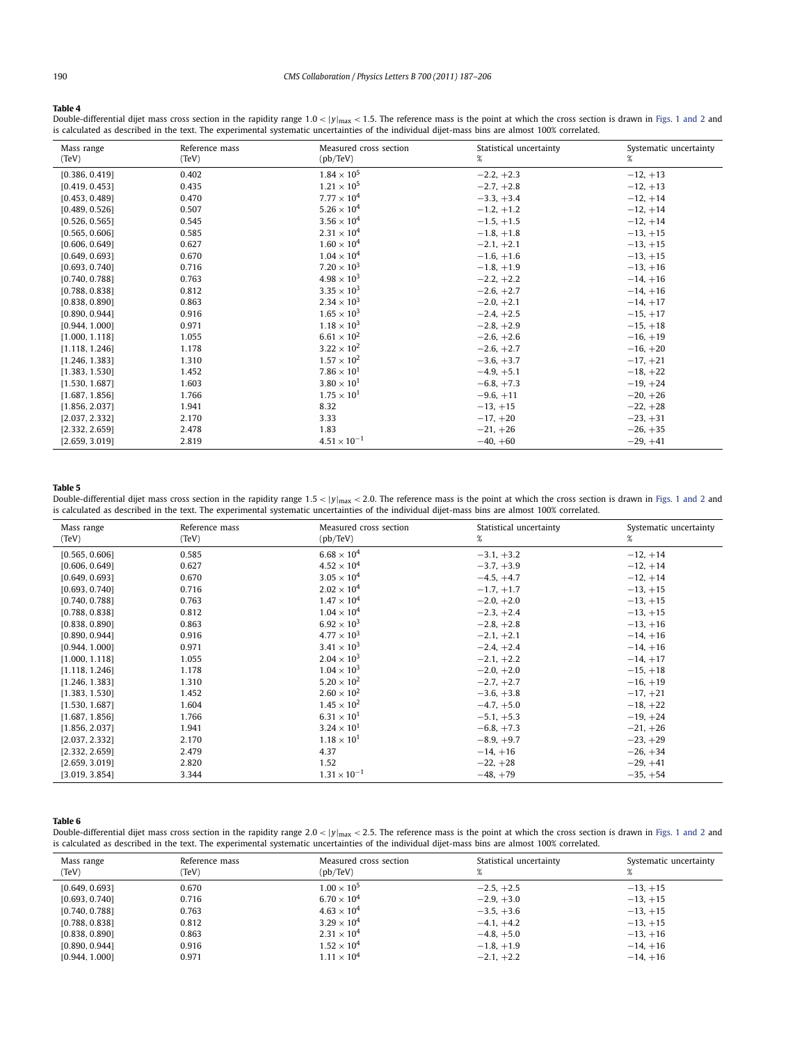**Table 4**

Double-differential dijet mass cross section in the rapidity range $1.0 < |y|_{max} < 1.5$. The reference mass is the point at which the cross section is drawn in Figs. 1 and 2 and is calculated as described in the text. The experimental systematic uncertainties of the individual dijet-mass bins are almost 100% correlated.

| Mass range (TeV) | Reference mass (TeV) | Measured cross section (pb/TeV) | Statistical uncertainty % | Systematic uncertainty % |
|---|---|---|---|---|
| [0.386, 0.419] | 0.402 | $1.84 \times 10^5$ | −2.2, +2.3 | −12, +13 |
| [0.419, 0.453] | 0.435 | $1.21 \times 10^5$ | −2.7, +2.8 | −12, +13 |
| [0.453, 0.489] | 0.470 | $7.77 \times 10^4$ | −3.3, +3.4 | −12, +14 |
| [0.489, 0.526] | 0.507 | $5.26 \times 10^4$ | −1.2, +1.2 | −12, +14 |
| [0.526, 0.565] | 0.545 | $3.56 \times 10^4$ | −1.5, +1.5 | −12, +14 |
| [0.565, 0.606] | 0.585 | $2.31 \times 10^4$ | −1.8, +1.8 | −13, +15 |
| [0.606, 0.649] | 0.627 | $1.60 \times 10^4$ | −2.1, +2.1 | −13, +15 |
| [0.649, 0.693] | 0.670 | $1.04 \times 10^4$ | −1.6, +1.6 | −13, +15 |
| [0.693, 0.740] | 0.716 | $7.20 \times 10^3$ | −1.8, +1.9 | −13, +16 |
| [0.740, 0.788] | 0.763 | $4.98 \times 10^3$ | −2.2, +2.2 | −14, +16 |
| [0.788, 0.838] | 0.812 | $3.35 \times 10^3$ | −2.6, +2.7 | −14, +16 |
| [0.838, 0.890] | 0.863 | $2.34 \times 10^3$ | −2.0, +2.1 | −14, +17 |
| [0.890, 0.944] | 0.916 | $1.65 \times 10^3$ | −2.4, +2.5 | −15, +17 |
| [0.944, 1.000] | 0.971 | $1.18 \times 10^3$ | −2.8, +2.9 | −15, +18 |
| [1.000, 1.118] | 1.055 | $6.61 \times 10^2$ | −2.6, +2.6 | −16, +19 |
| [1.118, 1.246] | 1.178 | $3.22 \times 10^2$ | −2.6, +2.7 | −16, +20 |
| [1.246, 1.383] | 1.310 | $1.57 \times 10^2$ | −3.6, +3.7 | −17, +21 |
| [1.383, 1.530] | 1.452 | $7.86 \times 10^1$ | −4.9, +5.1 | −18, +22 |
| [1.530, 1.687] | 1.603 | $3.80 \times 10^1$ | −6.8, +7.3 | −19, +24 |
| [1.687, 1.856] | 1.766 | $1.75 \times 10^1$ | −9.6, +11 | −20, +26 |
| [1.856, 2.037] | 1.941 | 8.32 | −13, +15 | −22, +28 |
| [2.037, 2.332] | 2.170 | 3.33 | −17, +20 | −23, +31 |
| [2.332, 2.659] | 2.478 | 1.83 | −21, +26 | −26, +35 |
| [2.659, 3.019] | 2.819 | $4.51 \times 10^{-1}$ | −40, +60 | −29, +41 |

**Table 5**

Double-differential dijet mass cross section in the rapidity range $1.5 < |y|_{max} < 2.0$. The reference mass is the point at which the cross section is drawn in Figs. 1 and 2 and is calculated as described in the text. The experimental systematic uncertainties of the individual dijet-mass bins are almost 100% correlated.

| Mass range (TeV) | Reference mass (TeV) | Measured cross section (pb/TeV) | Statistical uncertainty % | Systematic uncertainty % |
|---|---|---|---|---|
| [0.565, 0.606] | 0.585 | $6.68 \times 10^4$ | −3.1, +3.2 | −12, +14 |
| [0.606, 0.649] | 0.627 | $4.52 \times 10^4$ | −3.7, +3.9 | −12, +14 |
| [0.649, 0.693] | 0.670 | $3.05 \times 10^4$ | −4.5, +4.7 | −12, +14 |
| [0.693, 0.740] | 0.716 | $2.02 \times 10^4$ | −1.7, +1.7 | −13, +15 |
| [0.740, 0.788] | 0.763 | $1.47 \times 10^4$ | −2.0, +2.0 | −13, +15 |
| [0.788, 0.838] | 0.812 | $1.04 \times 10^4$ | −2.3, +2.4 | −13, +15 |
| [0.838, 0.890] | 0.863 | $6.92 \times 10^3$ | −2.8, +2.8 | −13, +16 |
| [0.890, 0.944] | 0.916 | $4.77 \times 10^3$ | −2.1, +2.1 | −14, +16 |
| [0.944, 1.000] | 0.971 | $3.41 \times 10^3$ | −2.4, +2.4 | −14, +16 |
| [1.000, 1.118] | 1.055 | $2.04 \times 10^3$ | −2.1, +2.2 | −14, +17 |
| [1.118, 1.246] | 1.178 | $1.04 \times 10^3$ | −2.0, +2.0 | −15, +18 |
| [1.246, 1.383] | 1.310 | $5.20 \times 10^2$ | −2.7, +2.7 | −16, +19 |
| [1.383, 1.530] | 1.452 | $2.60 \times 10^2$ | −3.6, +3.8 | −17, +21 |
| [1.530, 1.687] | 1.604 | $1.45 \times 10^2$ | −4.7, +5.0 | −18, +22 |
| [1.687, 1.856] | 1.766 | $6.31 \times 10^1$ | −5.1, +5.3 | −19, +24 |
| [1.856, 2.037] | 1.941 | $3.24 \times 10^1$ | −6.8, +7.3 | −21, +26 |
| [2.037, 2.332] | 2.170 | $1.18 \times 10^1$ | −8.9, +9.7 | −23, +29 |
| [2.332, 2.659] | 2.479 | 4.37 | −14, +16 | −26, +34 |
| [2.659, 3.019] | 2.820 | 1.52 | −22, +28 | −29, +41 |
| [3.019, 3.854] | 3.344 | $1.31 \times 10^{-1}$ | −48, +79 | −35, +54 |

**Table 6**

Double-differential dijet mass cross section in the rapidity range $2.0 < |y|_{max} < 2.5$. The reference mass is the point at which the cross section is drawn in Figs. 1 and 2 and is calculated as described in the text. The experimental systematic uncertainties of the individual dijet-mass bins are almost 100% correlated.

| Mass range (TeV) | Reference mass (TeV) | Measured cross section (pb/TeV) | Statistical uncertainty % | Systematic uncertainty % |
|---|---|---|---|---|
| [0.649, 0.693] | 0.670 | $1.00 \times 10^5$ | −2.5, +2.5 | −13, +15 |
| [0.693, 0.740] | 0.716 | $6.70 \times 10^4$ | −2.9, +3.0 | −13, +15 |
| [0.740, 0.788] | 0.763 | $4.63 \times 10^4$ | −3.5, +3.6 | −13, +15 |
| [0.788, 0.838] | 0.812 | $3.29 \times 10^4$ | −4.1, +4.2 | −13, +15 |
| [0.838, 0.890] | 0.863 | $2.31 \times 10^4$ | −4.8, +5.0 | −13, +16 |
| [0.890, 0.944] | 0.916 | $1.52 \times 10^4$ | −1.8, +1.9 | −14, +16 |
| [0.944, 1.000] | 0.971 | $1.11 \times 10^4$ | −2.1, +2.2 | −14, +16 |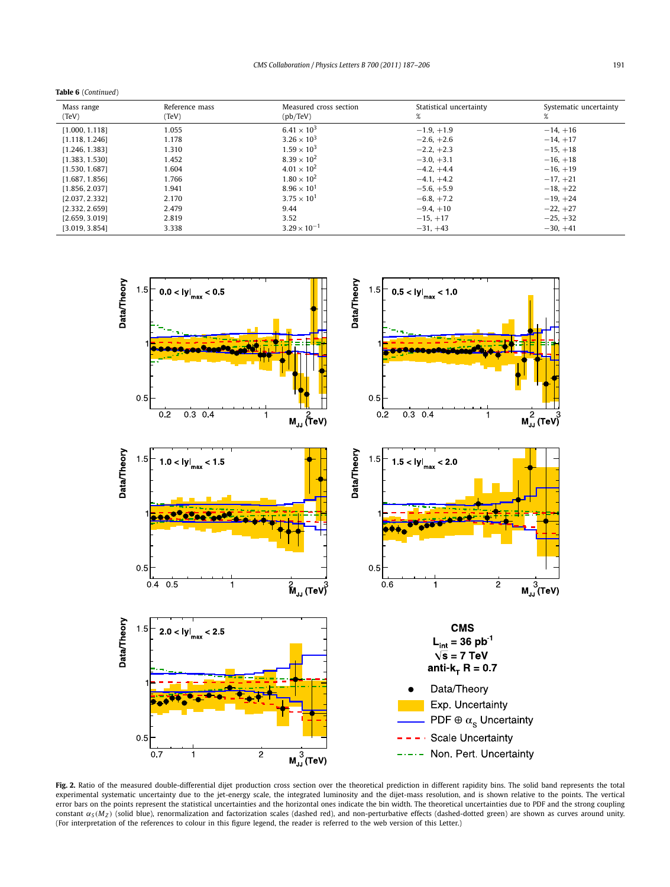**Table 6** (*Continued*)

| Mass range (TeV) | Reference mass (TeV) | Measured cross section (pb/TeV) | Statistical uncertainty % | Systematic uncertainty % |
|---|---|---|---|---|
| [1.000, 1.118] | 1.055 | $6.41 \times 10^{3}$ | −1.9, +1.9 | −14, +16 |
| [1.118, 1.246] | 1.178 | $3.26 \times 10^{3}$ | −2.6, +2.6 | −14, +17 |
| [1.246, 1.383] | 1.310 | $1.59 \times 10^{3}$ | −2.2, +2.3 | −15, +18 |
| [1.383, 1.530] | 1.452 | $8.39 \times 10^{2}$ | −3.0, +3.1 | −16, +18 |
| [1.530, 1.687] | 1.604 | $4.01 \times 10^{2}$ | −4.2, +4.4 | −16, +19 |
| [1.687, 1.856] | 1.766 | $1.80 \times 10^{2}$ | −4.1, +4.2 | −17, +21 |
| [1.856, 2.037] | 1.941 | $8.96 \times 10^{1}$ | −5.6, +5.9 | −18, +22 |
| [2.037, 2.332] | 2.170 | $3.75 \times 10^{1}$ | −6.8, +7.2 | −19, +24 |
| [2.332, 2.659] | 2.479 | 9.44 | −9.4, +10 | −22, +27 |
| [2.659, 3.019] | 2.819 | 3.52 | −15, +17 | −25, +32 |
| [3.019, 3.854] | 3.338 | $3.29 \times 10^{-1}$ | −31, +43 | −30, +41 |

**Fig. 2.** Ratio of the measured double-differential dijet production cross section over the theoretical prediction in different rapidity bins. The solid band represents the total experimental systematic uncertainty due to the jet-energy scale, the integrated luminosity and the dijet-mass resolution, and is shown relative to the points. The vertical error bars on the points represent the statistical uncertainties and the horizontal ones indicate the bin width. The theoretical uncertainties due to PDF and the strong coupling constant $\alpha_S(M_Z)$ (solid blue), renormalization and factorization scales (dashed red), and non-perturbative effects (dashed-dotted green) are shown as curves around unity. (For interpretation of the references to colour in this figure legend, the reader is referred to the web version of this Letter.)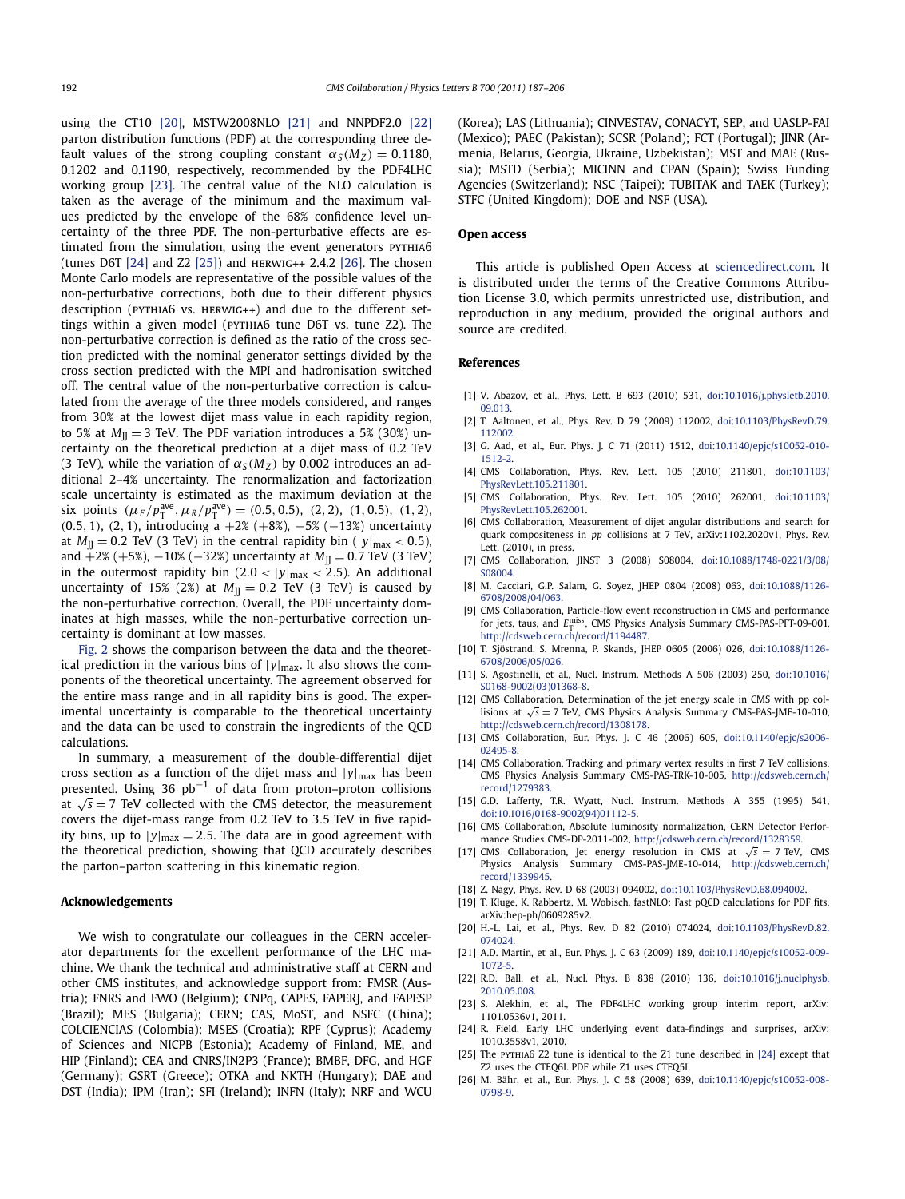using the CT10 [20], MSTW2008NLO [21] and NNPDF2.0 [22] parton distribution functions (PDF) at the corresponding three default values of the strong coupling constant $\alpha_S(M_Z) = 0.1180$, 0.1202 and 0.1190, respectively, recommended by the PDF4LHC working group [23]. The central value of the NLO calculation is taken as the average of the minimum and the maximum values predicted by the envelope of the 68% confidence level uncertainty of the three PDF. The non-perturbative effects are estimated from the simulation, using the event generators PYTHIA6 (tunes D6T [24] and Z2 [25]) and HERWIG++ 2.4.2 [26]. The chosen Monte Carlo models are representative of the possible values of the non-perturbative corrections, both due to their different physics description (PYTHIA6 vs. HERWIG++) and due to the different settings within a given model (PYTHIA6 tune D6T vs. tune Z2). The non-perturbative correction is defined as the ratio of the cross section predicted with the nominal generator settings divided by the cross section predicted with the MPI and hadronisation switched off. The central value of the non-perturbative correction is calculated from the average of the three models considered, and ranges from 30% at the lowest dijet mass value in each rapidity region, to 5% at $M_{\mathrm{JJ}} = 3$ TeV. The PDF variation introduces a 5% (30%) uncertainty on the theoretical prediction at a dijet mass of 0.2 TeV (3 TeV), while the variation of $\alpha_S(M_Z)$ by 0.002 introduces an additional 2–4% uncertainty. The renormalization and factorization scale uncertainty is estimated as the maximum deviation at the six points $(\mu_F/p_{\mathrm{T}}^{\mathrm{ave}}, \mu_R/p_{\mathrm{T}}^{\mathrm{ave}}) = (0.5, 0.5)$, $(2, 2)$, $(1, 0.5)$, $(1, 2)$, $(0.5, 1)$, $(2, 1)$, introducing a $+2\%$ ($+8\%$), $-5\%$ ($-13\%$) uncertainty at $M_{\mathrm{JJ}} = 0.2$ TeV (3 TeV) in the central rapidity bin ($|y|_{\max} < 0.5$), and $+2\%$ ($+5\%$), $-10\%$ ($-32\%$) uncertainty at $M_{\mathrm{JJ}} = 0.7$ TeV (3 TeV) in the outermost rapidity bin ($2.0 < |y|_{\max} < 2.5$). An additional uncertainty of 15% (2%) at $M_{\mathrm{JJ}} = 0.2$ TeV (3 TeV) is caused by the non-perturbative correction. Overall, the PDF uncertainty dominates at high masses, while the non-perturbative correction uncertainty is dominant at low masses.

Fig. 2 shows the comparison between the data and the theoretical prediction in the various bins of $|y|_{\max}$. It also shows the components of the theoretical uncertainty. The agreement observed for the entire mass range and in all rapidity bins is good. The experimental uncertainty is comparable to the theoretical uncertainty and the data can be used to constrain the ingredients of the QCD calculations.

In summary, a measurement of the double-differential dijet cross section as a function of the dijet mass and $|y|_{\max}$ has been presented. Using 36 $\mathrm{pb}^{-1}$ of data from proton–proton collisions at $\sqrt{s} = 7$ TeV collected with the CMS detector, the measurement covers the dijet-mass range from 0.2 TeV to 3.5 TeV in five rapidity bins, up to $|y|_{\max} = 2.5$. The data are in good agreement with the theoretical prediction, showing that QCD accurately describes the parton–parton scattering in this kinematic region.

## Acknowledgements

We wish to congratulate our colleagues in the CERN accelerator departments for the excellent performance of the LHC machine. We thank the technical and administrative staff at CERN and other CMS institutes, and acknowledge support from: FMSR (Austria); FNRS and FWO (Belgium); CNPq, CAPES, FAPERJ, and FAPESP (Brazil); MES (Bulgaria); CERN; CAS, MoST, and NSFC (China); COLCIENCIAS (Colombia); MSES (Croatia); RPF (Cyprus); Academy of Sciences and NICPB (Estonia); Academy of Finland, ME, and HIP (Finland); CEA and CNRS/IN2P3 (France); BMBF, DFG, and HGF (Germany); GSRT (Greece); OTKA and NKTH (Hungary); DAE and DST (India); IPM (Iran); SFI (Ireland); INFN (Italy); NRF and WCU (Korea); LAS (Lithuania); CINVESTAV, CONACYT, SEP, and UASLP-FAI (Mexico); PAEC (Pakistan); SCSR (Poland); FCT (Portugal); JINR (Armenia, Belarus, Georgia, Ukraine, Uzbekistan); MST and MAE (Russia); MSTD (Serbia); MICINN and CPAN (Spain); Swiss Funding Agencies (Switzerland); NSC (Taipei); TUBITAK and TAEK (Turkey); STFC (United Kingdom); DOE and NSF (USA).

## Open access

This article is published Open Access at sciencedirect.com. It is distributed under the terms of the Creative Commons Attribution License 3.0, which permits unrestricted use, distribution, and reproduction in any medium, provided the original authors and source are credited.

## References

[1] V. Abazov, et al., Phys. Lett. B 693 (2010) 531, doi:10.1016/j.physletb.2010.09.013.
[2] T. Aaltonen, et al., Phys. Rev. D 79 (2009) 112002, doi:10.1103/PhysRevD.79.112002.
[3] G. Aad, et al., Eur. Phys. J. C 71 (2011) 1512, doi:10.1140/epjc/s10052-010-1512-2.
[4] CMS Collaboration, Phys. Rev. Lett. 105 (2010) 211801, doi:10.1103/PhysRevLett.105.211801.
[5] CMS Collaboration, Phys. Rev. Lett. 105 (2010) 262001, doi:10.1103/PhysRevLett.105.262001.
[6] CMS Collaboration, Measurement of dijet angular distributions and search for quark compositeness in *pp* collisions at 7 TeV, arXiv:1102.2020v1, Phys. Rev. Lett. (2010), in press.
[7] CMS Collaboration, JINST 3 (2008) S08004, doi:10.1088/1748-0221/3/08/S08004.
[8] M. Cacciari, G.P. Salam, G. Soyez, JHEP 0804 (2008) 063, doi:10.1088/1126-6708/2008/04/063.
[9] CMS Collaboration, Particle-flow event reconstruction in CMS and performance for jets, taus, and $E_{\mathrm{T}}^{\mathrm{miss}}$, CMS Physics Analysis Summary CMS-PAS-PFT-09-001, http://cdsweb.cern.ch/record/1194487.
[10] T. Sjöstrand, S. Mrenna, P. Skands, JHEP 0605 (2006) 026, doi:10.1088/1126-6708/2006/05/026.
[11] S. Agostinelli, et al., Nucl. Instrum. Methods A 506 (2003) 250, doi:10.1016/S0168-9002(03)01368-8.
[12] CMS Collaboration, Determination of the jet energy scale in CMS with pp collisions at $\sqrt{s} = 7$ TeV, CMS Physics Analysis Summary CMS-PAS-JME-10-010, http://cdsweb.cern.ch/record/1308178.
[13] CMS Collaboration, Eur. Phys. J. C 46 (2006) 605, doi:10.1140/epjc/s2006-02495-8.
[14] CMS Collaboration, Tracking and primary vertex results in first 7 TeV collisions, CMS Physics Analysis Summary CMS-PAS-TRK-10-005, http://cdsweb.cern.ch/record/1279383.
[15] G.D. Lafferty, T.R. Wyatt, Nucl. Instrum. Methods A 355 (1995) 541, doi:10.1016/0168-9002(94)01112-5.
[16] CMS Collaboration, Absolute luminosity normalization, CERN Detector Performance Studies CMS-DP-2011-002, http://cdsweb.cern.ch/record/1328359.
[17] CMS Collaboration, Jet energy resolution in CMS at $\sqrt{s} = 7$ TeV, CMS Physics Analysis Summary CMS-PAS-JME-10-014, http://cdsweb.cern.ch/record/1339945.
[18] Z. Nagy, Phys. Rev. D 68 (2003) 094002, doi:10.1103/PhysRevD.68.094002.
[19] T. Kluge, K. Rabbertz, M. Wobisch, fastNLO: Fast pQCD calculations for PDF fits, arXiv:hep-ph/0609285v2.
[20] H.-L. Lai, et al., Phys. Rev. D 82 (2010) 074024, doi:10.1103/PhysRevD.82.074024.
[21] A.D. Martin, et al., Eur. Phys. J. C 63 (2009) 189, doi:10.1140/epjc/s10052-009-1072-5.
[22] R.D. Ball, et al., Nucl. Phys. B 838 (2010) 136, doi:10.1016/j.nuclphysb.2010.05.008.
[23] S. Alekhin, et al., The PDF4LHC working group interim report, arXiv:1101.0536v1, 2011.
[24] R. Field, Early LHC underlying event data-findings and surprises, arXiv:1010.3558v1, 2010.
[25] The PYTHIA6 Z2 tune is identical to the Z1 tune described in [24] except that Z2 uses the CTEQ6L PDF while Z1 uses CTEQ5L.
[26] M. Bähr, et al., Eur. Phys. J. C 58 (2008) 639, doi:10.1140/epjc/s10052-008-0798-9.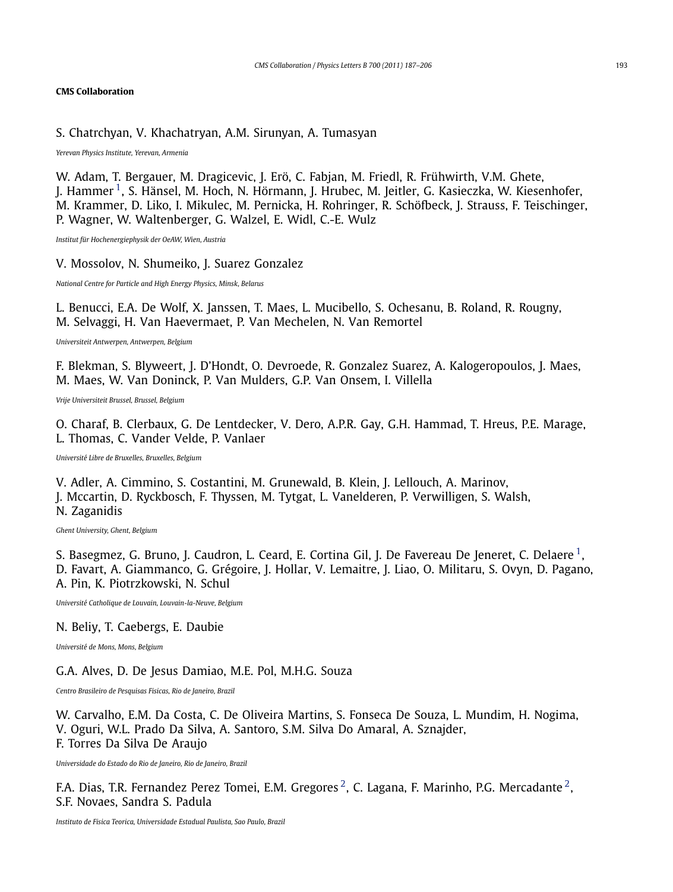**CMS Collaboration**

S. Chatrchyan, V. Khachatryan, A.M. Sirunyan, A. Tumasyan

*Yerevan Physics Institute, Yerevan, Armenia*

W. Adam, T. Bergauer, M. Dragicevic, J. Erö, C. Fabjan, M. Friedl, R. Frühwirth, V.M. Ghete, J. Hammer [1], S. Hänsel, M. Hoch, N. Hörmann, J. Hrubec, M. Jeitler, G. Kasieczka, W. Kiesenhofer, M. Krammer, D. Liko, I. Mikulec, M. Pernicka, H. Rohringer, R. Schöfbeck, J. Strauss, F. Teischinger, P. Wagner, W. Waltenberger, G. Walzel, E. Widl, C.-E. Wulz

*Institut für Hochenergiephysik der OeAW, Wien, Austria*

V. Mossolov, N. Shumeiko, J. Suarez Gonzalez

*National Centre for Particle and High Energy Physics, Minsk, Belarus*

L. Benucci, E.A. De Wolf, X. Janssen, T. Maes, L. Mucibello, S. Ochesanu, B. Roland, R. Rougny, M. Selvaggi, H. Van Haevermaet, P. Van Mechelen, N. Van Remortel

*Universiteit Antwerpen, Antwerpen, Belgium*

F. Blekman, S. Blyweert, J. D'Hondt, O. Devroede, R. Gonzalez Suarez, A. Kalogeropoulos, J. Maes, M. Maes, W. Van Doninck, P. Van Mulders, G.P. Van Onsem, I. Villella

*Vrije Universiteit Brussel, Brussel, Belgium*

O. Charaf, B. Clerbaux, G. De Lentdecker, V. Dero, A.P.R. Gay, G.H. Hammad, T. Hreus, P.E. Marage, L. Thomas, C. Vander Velde, P. Vanlaer

*Université Libre de Bruxelles, Bruxelles, Belgium*

V. Adler, A. Cimmino, S. Costantini, M. Grunewald, B. Klein, J. Lellouch, A. Marinov, J. Mccartin, D. Ryckbosch, F. Thyssen, M. Tytgat, L. Vanelderen, P. Verwilligen, S. Walsh, N. Zaganidis

*Ghent University, Ghent, Belgium*

S. Basegmez, G. Bruno, J. Caudron, L. Ceard, E. Cortina Gil, J. De Favereau De Jeneret, C. Delaere [1], D. Favart, A. Giammanco, G. Grégoire, J. Hollar, V. Lemaitre, J. Liao, O. Militaru, S. Ovyn, D. Pagano, A. Pin, K. Piotrzkowski, N. Schul

*Université Catholique de Louvain, Louvain-la-Neuve, Belgium*

N. Beliy, T. Caebergs, E. Daubie

*Université de Mons, Mons, Belgium*

G.A. Alves, D. De Jesus Damiao, M.E. Pol, M.H.G. Souza

*Centro Brasileiro de Pesquisas Fisicas, Rio de Janeiro, Brazil*

W. Carvalho, E.M. Da Costa, C. De Oliveira Martins, S. Fonseca De Souza, L. Mundim, H. Nogima, V. Oguri, W.L. Prado Da Silva, A. Santoro, S.M. Silva Do Amaral, A. Sznajder, F. Torres Da Silva De Araujo

*Universidade do Estado do Rio de Janeiro, Rio de Janeiro, Brazil*

F.A. Dias, T.R. Fernandez Perez Tomei, E.M. Gregores [2], C. Lagana, F. Marinho, P.G. Mercadante [2], S.F. Novaes, Sandra S. Padula

*Instituto de Fisica Teorica, Universidade Estadual Paulista, Sao Paulo, Brazil*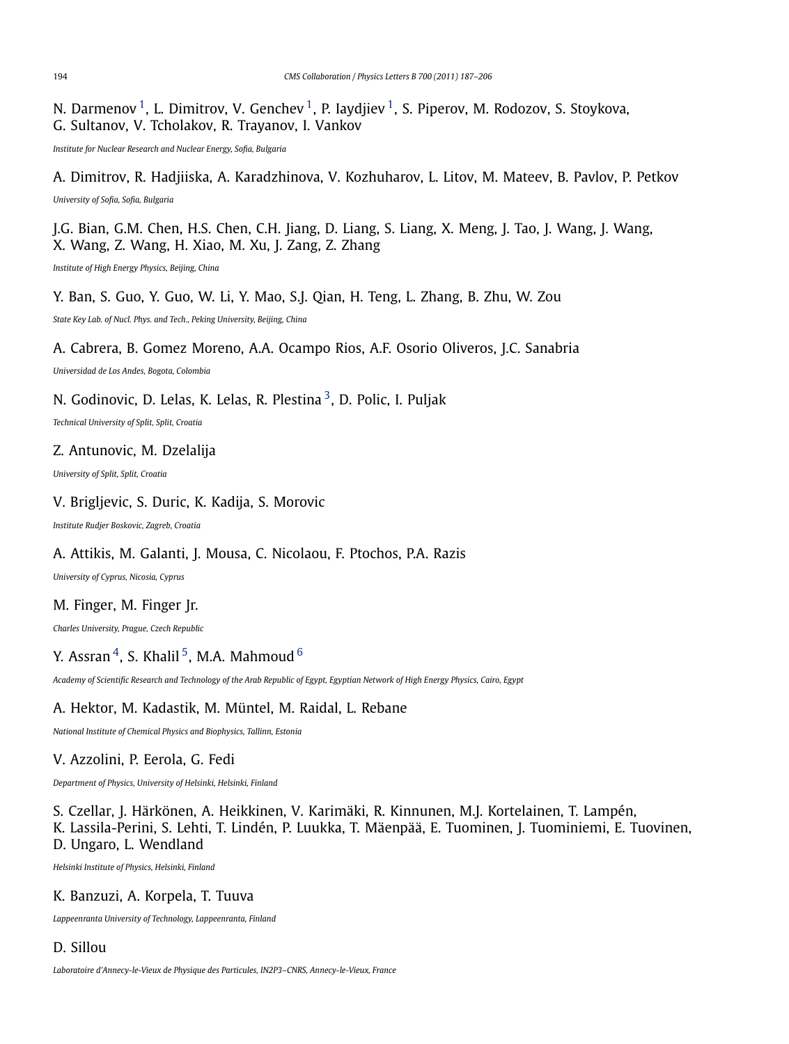N. Darmenov [1], L. Dimitrov, V. Genchev [1], P. Iaydjiev [1], S. Piperov, M. Rodozov, S. Stoykova, G. Sultanov, V. Tcholakov, R. Trayanov, I. Vankov

*Institute for Nuclear Research and Nuclear Energy, Sofia, Bulgaria*

A. Dimitrov, R. Hadjiiska, A. Karadzhinova, V. Kozhuharov, L. Litov, M. Mateev, B. Pavlov, P. Petkov

*University of Sofia, Sofia, Bulgaria*

J.G. Bian, G.M. Chen, H.S. Chen, C.H. Jiang, D. Liang, S. Liang, X. Meng, J. Tao, J. Wang, J. Wang, X. Wang, Z. Wang, H. Xiao, M. Xu, J. Zang, Z. Zhang

*Institute of High Energy Physics, Beijing, China*

Y. Ban, S. Guo, Y. Guo, W. Li, Y. Mao, S.J. Qian, H. Teng, L. Zhang, B. Zhu, W. Zou

*State Key Lab. of Nucl. Phys. and Tech., Peking University, Beijing, China*

A. Cabrera, B. Gomez Moreno, A.A. Ocampo Rios, A.F. Osorio Oliveros, J.C. Sanabria

*Universidad de Los Andes, Bogota, Colombia*

N. Godinovic, D. Lelas, K. Lelas, R. Plestina [3], D. Polic, I. Puljak

*Technical University of Split, Split, Croatia*

Z. Antunovic, M. Dzelalija

*University of Split, Split, Croatia*

V. Brigljevic, S. Duric, K. Kadija, S. Morovic

*Institute Rudjer Boskovic, Zagreb, Croatia*

A. Attikis, M. Galanti, J. Mousa, C. Nicolaou, F. Ptochos, P.A. Razis

*University of Cyprus, Nicosia, Cyprus*

M. Finger, M. Finger Jr.

*Charles University, Prague, Czech Republic*

Y. Assran [4], S. Khalil [5], M.A. Mahmoud [6]

*Academy of Scientific Research and Technology of the Arab Republic of Egypt, Egyptian Network of High Energy Physics, Cairo, Egypt*

A. Hektor, M. Kadastik, M. Müntel, M. Raidal, L. Rebane

*National Institute of Chemical Physics and Biophysics, Tallinn, Estonia*

V. Azzolini, P. Eerola, G. Fedi

*Department of Physics, University of Helsinki, Helsinki, Finland*

S. Czellar, J. Härkönen, A. Heikkinen, V. Karimäki, R. Kinnunen, M.J. Kortelainen, T. Lampén, K. Lassila-Perini, S. Lehti, T. Lindén, P. Luukka, T. Mäenpää, E. Tuominen, J. Tuominiemi, E. Tuovinen, D. Ungaro, L. Wendland

*Helsinki Institute of Physics, Helsinki, Finland*

K. Banzuzi, A. Korpela, T. Tuuva

*Lappeenranta University of Technology, Lappeenranta, Finland*

D. Sillou

*Laboratoire d'Annecy-le-Vieux de Physique des Particules, IN2P3–CNRS, Annecy-le-Vieux, France*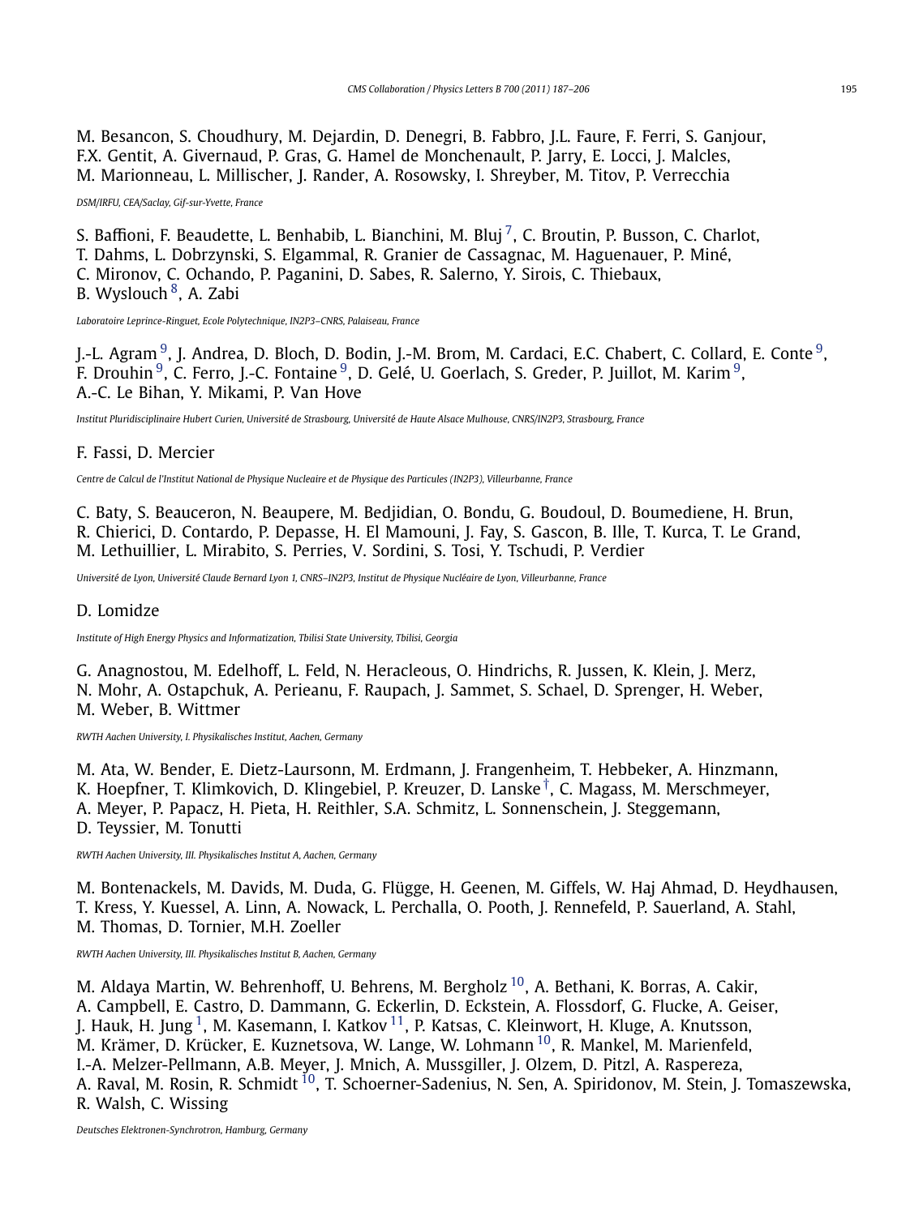M. Besancon, S. Choudhury, M. Dejardin, D. Denegri, B. Fabbro, J.L. Faure, F. Ferri, S. Ganjour, F.X. Gentit, A. Givernaud, P. Gras, G. Hamel de Monchenault, P. Jarry, E. Locci, J. Malcles, M. Marionneau, L. Millischer, J. Rander, A. Rosowsky, I. Shreyber, M. Titov, P. Verrecchia

*DSM/IRFU, CEA/Saclay, Gif-sur-Yvette, France*

S. Baffioni, F. Beaudette, L. Benhabib, L. Bianchini, M. Bluj [7], C. Broutin, P. Busson, C. Charlot, T. Dahms, L. Dobrzynski, S. Elgammal, R. Granier de Cassagnac, M. Haguenauer, P. Miné, C. Mironov, C. Ochando, P. Paganini, D. Sabes, R. Salerno, Y. Sirois, C. Thiebaux, B. Wyslouch [8], A. Zabi

*Laboratoire Leprince-Ringuet, Ecole Polytechnique, IN2P3–CNRS, Palaiseau, France*

J.-L. Agram [9], J. Andrea, D. Bloch, D. Bodin, J.-M. Brom, M. Cardaci, E.C. Chabert, C. Collard, E. Conte [9], F. Drouhin [9], C. Ferro, J.-C. Fontaine [9], D. Gelé, U. Goerlach, S. Greder, P. Juillot, M. Karim [9], A.-C. Le Bihan, Y. Mikami, P. Van Hove

*Institut Pluridisciplinaire Hubert Curien, Université de Strasbourg, Université de Haute Alsace Mulhouse, CNRS/IN2P3, Strasbourg, France*

F. Fassi, D. Mercier

*Centre de Calcul de l'Institut National de Physique Nucleaire et de Physique des Particules (IN2P3), Villeurbanne, France*

C. Baty, S. Beauceron, N. Beaupere, M. Bedjidian, O. Bondu, G. Boudoul, D. Boumediene, H. Brun, R. Chierici, D. Contardo, P. Depasse, H. El Mamouni, J. Fay, S. Gascon, B. Ille, T. Kurca, T. Le Grand, M. Lethuillier, L. Mirabito, S. Perries, V. Sordini, S. Tosi, Y. Tschudi, P. Verdier

*Université de Lyon, Université Claude Bernard Lyon 1, CNRS–IN2P3, Institut de Physique Nucléaire de Lyon, Villeurbanne, France*

D. Lomidze

*Institute of High Energy Physics and Informatization, Tbilisi State University, Tbilisi, Georgia*

G. Anagnostou, M. Edelhoff, L. Feld, N. Heracleous, O. Hindrichs, R. Jussen, K. Klein, J. Merz, N. Mohr, A. Ostapchuk, A. Perieanu, F. Raupach, J. Sammet, S. Schael, D. Sprenger, H. Weber, M. Weber, B. Wittmer

*RWTH Aachen University, I. Physikalisches Institut, Aachen, Germany*

M. Ata, W. Bender, E. Dietz-Laursonn, M. Erdmann, J. Frangenheim, T. Hebbeker, A. Hinzmann, K. Hoepfner, T. Klimkovich, D. Klingebiel, P. Kreuzer, D. Lanske [†], C. Magass, M. Merschmeyer, A. Meyer, P. Papacz, H. Pieta, H. Reithler, S.A. Schmitz, L. Sonnenschein, J. Steggemann, D. Teyssier, M. Tonutti

*RWTH Aachen University, III. Physikalisches Institut A, Aachen, Germany*

M. Bontenackels, M. Davids, M. Duda, G. Flügge, H. Geenen, M. Giffels, W. Haj Ahmad, D. Heydhausen, T. Kress, Y. Kuessel, A. Linn, A. Nowack, L. Perchalla, O. Pooth, J. Rennefeld, P. Sauerland, A. Stahl, M. Thomas, D. Tornier, M.H. Zoeller

*RWTH Aachen University, III. Physikalisches Institut B, Aachen, Germany*

M. Aldaya Martin, W. Behrenhoff, U. Behrens, M. Bergholz [10], A. Bethani, K. Borras, A. Cakir, A. Campbell, E. Castro, D. Dammann, G. Eckerlin, D. Eckstein, A. Flossdorf, G. Flucke, A. Geiser, J. Hauk, H. Jung [1], M. Kasemann, I. Katkov [11], P. Katsas, C. Kleinwort, H. Kluge, A. Knutsson, M. Krämer, D. Krücker, E. Kuznetsova, W. Lange, W. Lohmann [10], R. Mankel, M. Marienfeld, I.-A. Melzer-Pellmann, A.B. Meyer, J. Mnich, A. Mussgiller, J. Olzem, D. Pitzl, A. Raspereza, A. Raval, M. Rosin, R. Schmidt [10], T. Schoerner-Sadenius, N. Sen, A. Spiridonov, M. Stein, J. Tomaszewska, R. Walsh, C. Wissing

*Deutsches Elektronen-Synchrotron, Hamburg, Germany*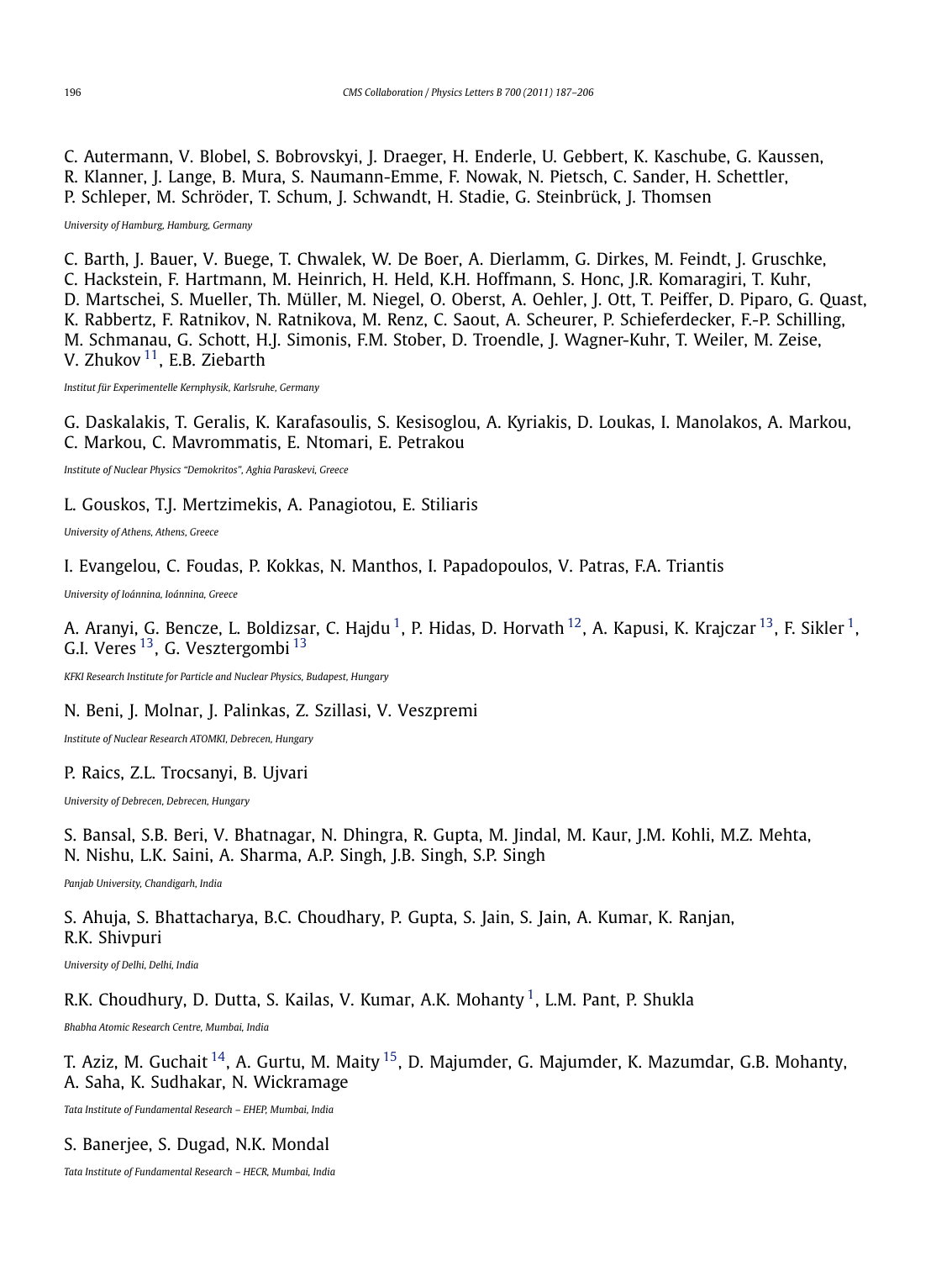C. Autermann, V. Blobel, S. Bobrovskyi, J. Draeger, H. Enderle, U. Gebbert, K. Kaschube, G. Kaussen, R. Klanner, J. Lange, B. Mura, S. Naumann-Emme, F. Nowak, N. Pietsch, C. Sander, H. Schettler, P. Schleper, M. Schröder, T. Schum, J. Schwandt, H. Stadie, G. Steinbrück, J. Thomsen

*University of Hamburg, Hamburg, Germany*

C. Barth, J. Bauer, V. Buege, T. Chwalek, W. De Boer, A. Dierlamm, G. Dirkes, M. Feindt, J. Gruschke, C. Hackstein, F. Hartmann, M. Heinrich, H. Held, K.H. Hoffmann, S. Honc, J.R. Komaragiri, T. Kuhr, D. Martschei, S. Mueller, Th. Müller, M. Niegel, O. Oberst, A. Oehler, J. Ott, T. Peiffer, D. Piparo, G. Quast, K. Rabbertz, F. Ratnikov, N. Ratnikova, M. Renz, C. Saout, A. Scheurer, P. Schieferdecker, F.-P. Schilling, M. Schmanau, G. Schott, H.J. Simonis, F.M. Stober, D. Troendle, J. Wagner-Kuhr, T. Weiler, M. Zeise, V. Zhukov [11], E.B. Ziebarth

*Institut für Experimentelle Kernphysik, Karlsruhe, Germany*

G. Daskalakis, T. Geralis, K. Karafasoulis, S. Kesisoglou, A. Kyriakis, D. Loukas, I. Manolakos, A. Markou, C. Markou, C. Mavrommatis, E. Ntomari, E. Petrakou

*Institute of Nuclear Physics "Demokritos", Aghia Paraskevi, Greece*

L. Gouskos, T.J. Mertzimekis, A. Panagiotou, E. Stiliaris

*University of Athens, Athens, Greece*

I. Evangelou, C. Foudas, P. Kokkas, N. Manthos, I. Papadopoulos, V. Patras, F.A. Triantis

*University of Ioánnina, Ioánnina, Greece*

A. Aranyi, G. Bencze, L. Boldizsar, C. Hajdu [1], P. Hidas, D. Horvath [12], A. Kapusi, K. Krajczar [13], F. Sikler [1], G.I. Veres [13], G. Vesztergombi [13]

*KFKI Research Institute for Particle and Nuclear Physics, Budapest, Hungary*

N. Beni, J. Molnar, J. Palinkas, Z. Szillasi, V. Veszpremi

*Institute of Nuclear Research ATOMKI, Debrecen, Hungary*

P. Raics, Z.L. Trocsanyi, B. Ujvari

*University of Debrecen, Debrecen, Hungary*

S. Bansal, S.B. Beri, V. Bhatnagar, N. Dhingra, R. Gupta, M. Jindal, M. Kaur, J.M. Kohli, M.Z. Mehta, N. Nishu, L.K. Saini, A. Sharma, A.P. Singh, J.B. Singh, S.P. Singh

*Panjab University, Chandigarh, India*

S. Ahuja, S. Bhattacharya, B.C. Choudhary, P. Gupta, S. Jain, S. Jain, A. Kumar, K. Ranjan, R.K. Shivpuri

*University of Delhi, Delhi, India*

R.K. Choudhury, D. Dutta, S. Kailas, V. Kumar, A.K. Mohanty [1], L.M. Pant, P. Shukla

*Bhabha Atomic Research Centre, Mumbai, India*

T. Aziz, M. Guchait [14], A. Gurtu, M. Maity [15], D. Majumder, G. Majumder, K. Mazumdar, G.B. Mohanty, A. Saha, K. Sudhakar, N. Wickramage

*Tata Institute of Fundamental Research – EHEP, Mumbai, India*

S. Banerjee, S. Dugad, N.K. Mondal

*Tata Institute of Fundamental Research – HECR, Mumbai, India*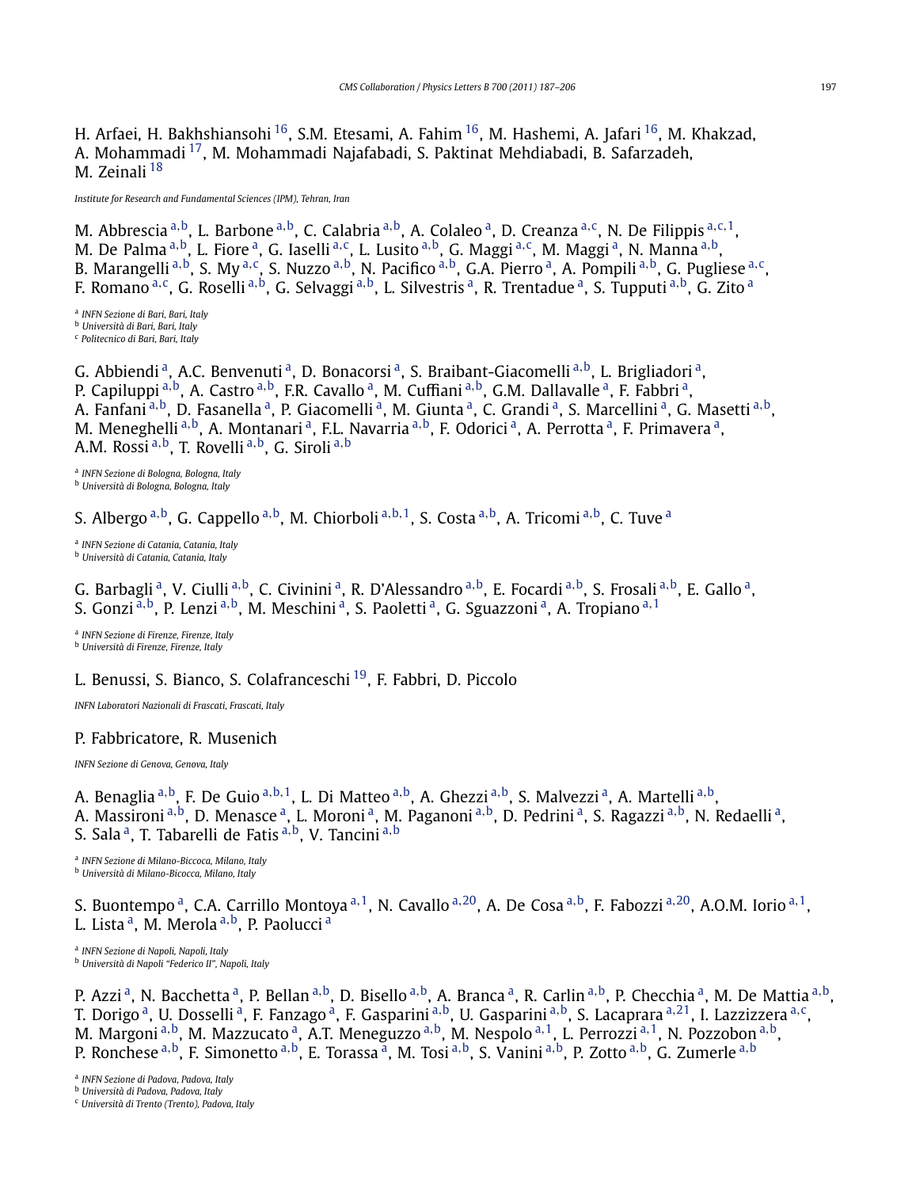H. Arfaei, H. Bakhshiansohi [16], S.M. Etesami, A. Fahim [16], M. Hashemi, A. Jafari [16], M. Khakzad, A. Mohammadi [17], M. Mohammadi Najafabadi, S. Paktinat Mehdiabadi, B. Safarzadeh, M. Zeinali [18]

*Institute for Research and Fundamental Sciences (IPM), Tehran, Iran*

M. Abbrescia [a,b], L. Barbone [a,b], C. Calabria [a,b], A. Colaleo [a], D. Creanza [a,c], N. De Filippis [a,c,1], M. De Palma [a,b], L. Fiore [a], G. Iaselli [a,c], L. Lusito [a,b], G. Maggi [a,c], M. Maggi [a], N. Manna [a,b], B. Marangelli [a,b], S. My [a,c], S. Nuzzo [a,b], N. Pacifico [a,b], G.A. Pierro [a], A. Pompili [a,b], G. Pugliese [a,c], F. Romano [a,c], G. Roselli [a,b], G. Selvaggi [a,b], L. Silvestris [a], R. Trentadue [a], S. Tupputi [a,b], G. Zito [a]

[a] *INFN Sezione di Bari, Bari, Italy*
[b] *Università di Bari, Bari, Italy*
[c] *Politecnico di Bari, Bari, Italy*

G. Abbiendi [a], A.C. Benvenuti [a], D. Bonacorsi [a], S. Braibant-Giacomelli [a,b], L. Brigliadori [a], P. Capiluppi [a,b], A. Castro [a,b], F.R. Cavallo [a], M. Cuffiani [a,b], G.M. Dallavalle [a], F. Fabbri [a], A. Fanfani [a,b], D. Fasanella [a], P. Giacomelli [a], M. Giunta [a], C. Grandi [a], S. Marcellini [a], G. Masetti [a,b], M. Meneghelli [a,b], A. Montanari [a], F.L. Navarria [a,b], F. Odorici [a], A. Perrotta [a], F. Primavera [a], A.M. Rossi [a,b], T. Rovelli [a,b], G. Siroli [a,b]

[a] *INFN Sezione di Bologna, Bologna, Italy*
[b] *Università di Bologna, Bologna, Italy*

S. Albergo [a,b], G. Cappello [a,b], M. Chiorboli [a,b,1], S. Costa [a,b], A. Tricomi [a,b], C. Tuve [a]

[a] *INFN Sezione di Catania, Catania, Italy*
[b] *Università di Catania, Catania, Italy*

G. Barbagli [a], V. Ciulli [a,b], C. Civinini [a], R. D'Alessandro [a,b], E. Focardi [a,b], S. Frosali [a,b], E. Gallo [a], S. Gonzi [a,b], P. Lenzi [a,b], M. Meschini [a], S. Paoletti [a], G. Sguazzoni [a], A. Tropiano [a,1]

[a] *INFN Sezione di Firenze, Firenze, Italy*
[b] *Università di Firenze, Firenze, Italy*

L. Benussi, S. Bianco, S. Colafranceschi [19], F. Fabbri, D. Piccolo

*INFN Laboratori Nazionali di Frascati, Frascati, Italy*

P. Fabbricatore, R. Musenich

*INFN Sezione di Genova, Genova, Italy*

A. Benaglia [a,b], F. De Guio [a,b,1], L. Di Matteo [a,b], A. Ghezzi [a,b], S. Malvezzi [a], A. Martelli [a,b], A. Massironi [a,b], D. Menasce [a], L. Moroni [a], M. Paganoni [a,b], D. Pedrini [a], S. Ragazzi [a,b], N. Redaelli [a], S. Sala [a], T. Tabarelli de Fatis [a,b], V. Tancini [a,b]

[a] *INFN Sezione di Milano-Biccoca, Milano, Italy*
[b] *Università di Milano-Bicocca, Milano, Italy*

S. Buontempo [a], C.A. Carrillo Montoya [a,1], N. Cavallo [a,20], A. De Cosa [a,b], F. Fabozzi [a,20], A.O.M. Iorio [a,1], L. Lista [a], M. Merola [a,b], P. Paolucci [a]

[a] *INFN Sezione di Napoli, Napoli, Italy*
[b] *Università di Napoli "Federico II", Napoli, Italy*

P. Azzi [a], N. Bacchetta [a], P. Bellan [a,b], D. Bisello [a,b], A. Branca [a], R. Carlin [a,b], P. Checchia [a], M. De Mattia [a,b], T. Dorigo [a], U. Dosselli [a], F. Fanzago [a], F. Gasparini [a,b], U. Gasparini [a,b], S. Lacaprara [a,21], I. Lazzizzera [a,c], M. Margoni [a,b], M. Mazzucato [a], A.T. Meneguzzo [a,b], M. Nespolo [a,1], L. Perrozzi [a,1], N. Pozzobon [a,b], P. Ronchese [a,b], F. Simonetto [a,b], E. Torassa [a], M. Tosi [a,b], S. Vanini [a,b], P. Zotto [a,b], G. Zumerle [a,b]

[a] *INFN Sezione di Padova, Padova, Italy*
[b] *Università di Padova, Padova, Italy*
[c] *Università di Trento (Trento), Padova, Italy*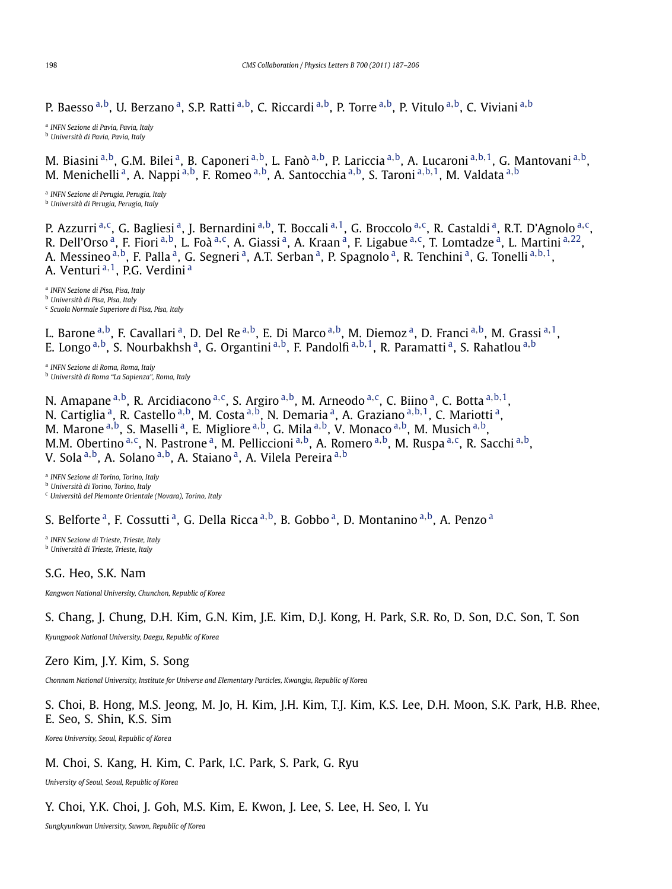P. Baesso [a,b], U. Berzano [a], S.P. Ratti [a,b], C. Riccardi [a,b], P. Torre [a,b], P. Vitulo [a,b], C. Viviani [a,b]

[a] *INFN Sezione di Pavia, Pavia, Italy*
[b] *Università di Pavia, Pavia, Italy*

M. Biasini [a,b], G.M. Bilei [a], B. Caponeri [a,b], L. Fanò [a,b], P. Lariccia [a,b], A. Lucaroni [a,b,1], G. Mantovani [a,b], M. Menichelli [a], A. Nappi [a,b], F. Romeo [a,b], A. Santocchia [a,b], S. Taroni [a,b,1], M. Valdata [a,b]

[a] *INFN Sezione di Perugia, Perugia, Italy*
[b] *Università di Perugia, Perugia, Italy*

P. Azzurri [a,c], G. Bagliesi [a], J. Bernardini [a,b], T. Boccali [a,1], G. Broccolo [a,c], R. Castaldi [a], R.T. D'Agnolo [a,c], R. Dell'Orso [a], F. Fiori [a,b], L. Foà [a,c], A. Giassi [a], A. Kraan [a], F. Ligabue [a,c], T. Lomtadze [a], L. Martini [a,22], A. Messineo [a,b], F. Palla [a], G. Segneri [a], A.T. Serban [a], P. Spagnolo [a], R. Tenchini [a], G. Tonelli [a,b,1], A. Venturi [a,1], P.G. Verdini [a]

[a] *INFN Sezione di Pisa, Pisa, Italy*
[b] *Università di Pisa, Pisa, Italy*
[c] *Scuola Normale Superiore di Pisa, Pisa, Italy*

L. Barone [a,b], F. Cavallari [a], D. Del Re [a,b], E. Di Marco [a,b], M. Diemoz [a], D. Franci [a,b], M. Grassi [a,1], E. Longo [a,b], S. Nourbakhsh [a], G. Organtini [a,b], F. Pandolfi [a,b,1], R. Paramatti [a], S. Rahatlou [a,b]

[a] *INFN Sezione di Roma, Roma, Italy*
[b] *Università di Roma "La Sapienza", Roma, Italy*

N. Amapane [a,b], R. Arcidiacono [a,c], S. Argiro [a,b], M. Arneodo [a,c], C. Biino [a], C. Botta [a,b,1], N. Cartiglia [a], R. Castello [a,b], M. Costa [a,b], N. Demaria [a], A. Graziano [a,b,1], C. Mariotti [a], M. Marone [a,b], S. Maselli [a], E. Migliore [a,b], G. Mila [a,b], V. Monaco [a,b], M. Musich [a,b], M.M. Obertino [a,c], N. Pastrone [a], M. Pelliccioni [a,b], A. Romero [a,b], M. Ruspa [a,c], R. Sacchi [a,b], V. Sola [a,b], A. Solano [a,b], A. Staiano [a], A. Vilela Pereira [a,b]

[a] *INFN Sezione di Torino, Torino, Italy*
[b] *Università di Torino, Torino, Italy*
[c] *Università del Piemonte Orientale (Novara), Torino, Italy*

S. Belforte [a], F. Cossutti [a], G. Della Ricca [a,b], B. Gobbo [a], D. Montanino [a,b], A. Penzo [a]

[a] *INFN Sezione di Trieste, Trieste, Italy*
[b] *Università di Trieste, Trieste, Italy*

S.G. Heo, S.K. Nam

*Kangwon National University, Chunchon, Republic of Korea*

S. Chang, J. Chung, D.H. Kim, G.N. Kim, J.E. Kim, D.J. Kong, H. Park, S.R. Ro, D. Son, D.C. Son, T. Son

*Kyungpook National University, Daegu, Republic of Korea*

Zero Kim, J.Y. Kim, S. Song

*Chonnam National University, Institute for Universe and Elementary Particles, Kwangju, Republic of Korea*

S. Choi, B. Hong, M.S. Jeong, M. Jo, H. Kim, J.H. Kim, T.J. Kim, K.S. Lee, D.H. Moon, S.K. Park, H.B. Rhee, E. Seo, S. Shin, K.S. Sim

*Korea University, Seoul, Republic of Korea*

M. Choi, S. Kang, H. Kim, C. Park, I.C. Park, S. Park, G. Ryu

*University of Seoul, Seoul, Republic of Korea*

Y. Choi, Y.K. Choi, J. Goh, M.S. Kim, E. Kwon, J. Lee, S. Lee, H. Seo, I. Yu

*Sungkyunkwan University, Suwon, Republic of Korea*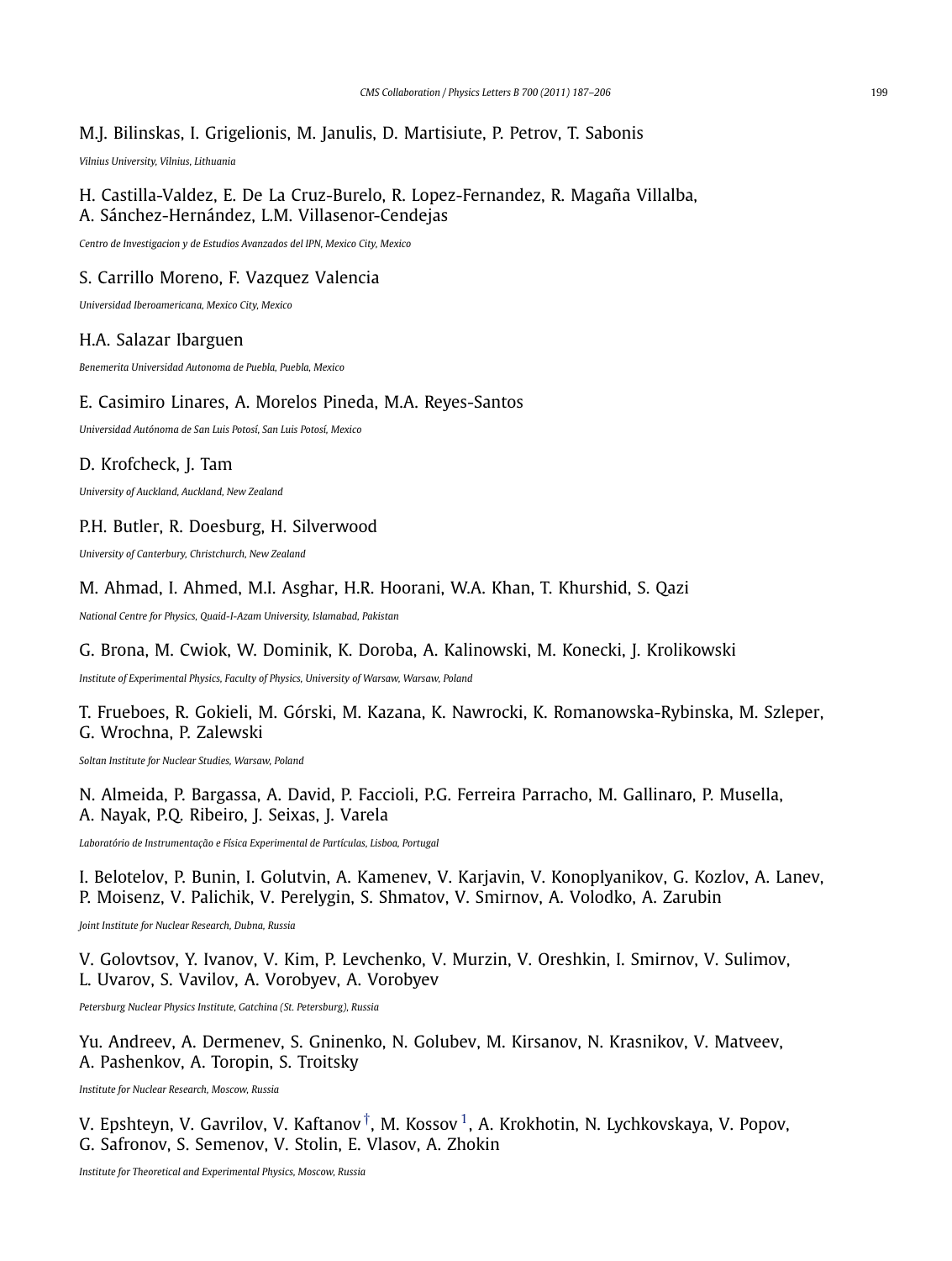M.J. Bilinskas, I. Grigelionis, M. Janulis, D. Martisiute, P. Petrov, T. Sabonis

*Vilnius University, Vilnius, Lithuania*

H. Castilla-Valdez, E. De La Cruz-Burelo, R. Lopez-Fernandez, R. Magaña Villalba, A. Sánchez-Hernández, L.M. Villasenor-Cendejas

*Centro de Investigacion y de Estudios Avanzados del IPN, Mexico City, Mexico*

S. Carrillo Moreno, F. Vazquez Valencia

*Universidad Iberoamericana, Mexico City, Mexico*

H.A. Salazar Ibarguen

*Benemerita Universidad Autonoma de Puebla, Puebla, Mexico*

E. Casimiro Linares, A. Morelos Pineda, M.A. Reyes-Santos

*Universidad Autónoma de San Luis Potosí, San Luis Potosí, Mexico*

D. Krofcheck, J. Tam

*University of Auckland, Auckland, New Zealand*

P.H. Butler, R. Doesburg, H. Silverwood

*University of Canterbury, Christchurch, New Zealand*

M. Ahmad, I. Ahmed, M.I. Asghar, H.R. Hoorani, W.A. Khan, T. Khurshid, S. Qazi

*National Centre for Physics, Quaid-I-Azam University, Islamabad, Pakistan*

G. Brona, M. Cwiok, W. Dominik, K. Doroba, A. Kalinowski, M. Konecki, J. Krolikowski

*Institute of Experimental Physics, Faculty of Physics, University of Warsaw, Warsaw, Poland*

T. Frueboes, R. Gokieli, M. Górski, M. Kazana, K. Nawrocki, K. Romanowska-Rybinska, M. Szleper, G. Wrochna, P. Zalewski

*Soltan Institute for Nuclear Studies, Warsaw, Poland*

N. Almeida, P. Bargassa, A. David, P. Faccioli, P.G. Ferreira Parracho, M. Gallinaro, P. Musella, A. Nayak, P.Q. Ribeiro, J. Seixas, J. Varela

*Laboratório de Instrumentação e Física Experimental de Partículas, Lisboa, Portugal*

I. Belotelov, P. Bunin, I. Golutvin, A. Kamenev, V. Karjavin, V. Konoplyanikov, G. Kozlov, A. Lanev, P. Moisenz, V. Palichik, V. Perelygin, S. Shmatov, V. Smirnov, A. Volodko, A. Zarubin

*Joint Institute for Nuclear Research, Dubna, Russia*

V. Golovtsov, Y. Ivanov, V. Kim, P. Levchenko, V. Murzin, V. Oreshkin, I. Smirnov, V. Sulimov, L. Uvarov, S. Vavilov, A. Vorobyev, A. Vorobyev

*Petersburg Nuclear Physics Institute, Gatchina (St. Petersburg), Russia*

Yu. Andreev, A. Dermenev, S. Gninenko, N. Golubev, M. Kirsanov, N. Krasnikov, V. Matveev, A. Pashenkov, A. Toropin, S. Troitsky

*Institute for Nuclear Research, Moscow, Russia*

V. Epshteyn, V. Gavrilov, V. Kaftanov[†], M. Kossov[1], A. Krokhotin, N. Lychkovskaya, V. Popov, G. Safronov, S. Semenov, V. Stolin, E. Vlasov, A. Zhokin

*Institute for Theoretical and Experimental Physics, Moscow, Russia*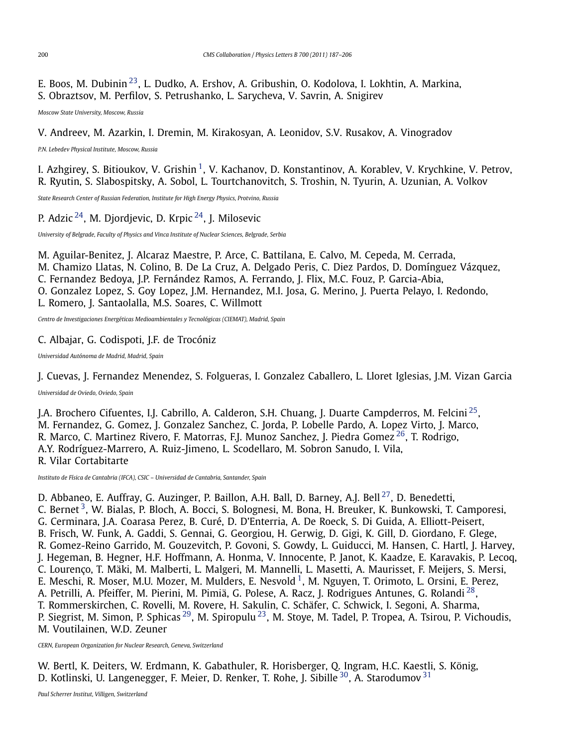E. Boos, M. Dubinin [23], L. Dudko, A. Ershov, A. Gribushin, O. Kodolova, I. Lokhtin, A. Markina, S. Obraztsov, M. Perfilov, S. Petrushanko, L. Sarycheva, V. Savrin, A. Snigirev

*Moscow State University, Moscow, Russia*

V. Andreev, M. Azarkin, I. Dremin, M. Kirakosyan, A. Leonidov, S.V. Rusakov, A. Vinogradov

*P.N. Lebedev Physical Institute, Moscow, Russia*

I. Azhgirey, S. Bitioukov, V. Grishin [1], V. Kachanov, D. Konstantinov, A. Korablev, V. Krychkine, V. Petrov, R. Ryutin, S. Slabospitsky, A. Sobol, L. Tourtchanovitch, S. Troshin, N. Tyurin, A. Uzunian, A. Volkov

*State Research Center of Russian Federation, Institute for High Energy Physics, Protvino, Russia*

P. Adzic [24], M. Djordjevic, D. Krpic [24], J. Milosevic

*University of Belgrade, Faculty of Physics and Vinca Institute of Nuclear Sciences, Belgrade, Serbia*

M. Aguilar-Benitez, J. Alcaraz Maestre, P. Arce, C. Battilana, E. Calvo, M. Cepeda, M. Cerrada, M. Chamizo Llatas, N. Colino, B. De La Cruz, A. Delgado Peris, C. Diez Pardos, D. Domínguez Vázquez, C. Fernandez Bedoya, J.P. Fernández Ramos, A. Ferrando, J. Flix, M.C. Fouz, P. Garcia-Abia, O. Gonzalez Lopez, S. Goy Lopez, J.M. Hernandez, M.I. Josa, G. Merino, J. Puerta Pelayo, I. Redondo, L. Romero, J. Santaolalla, M.S. Soares, C. Willmott

*Centro de Investigaciones Energéticas Medioambientales y Tecnológicas (CIEMAT), Madrid, Spain*

C. Albajar, G. Codispoti, J.F. de Trocóniz

*Universidad Autónoma de Madrid, Madrid, Spain*

J. Cuevas, J. Fernandez Menendez, S. Folgueras, I. Gonzalez Caballero, L. Lloret Iglesias, J.M. Vizan Garcia

*Universidad de Oviedo, Oviedo, Spain*

J.A. Brochero Cifuentes, I.J. Cabrillo, A. Calderon, S.H. Chuang, J. Duarte Campderros, M. Felcini [25], M. Fernandez, G. Gomez, J. Gonzalez Sanchez, C. Jorda, P. Lobelle Pardo, A. Lopez Virto, J. Marco, R. Marco, C. Martinez Rivero, F. Matorras, F.J. Munoz Sanchez, J. Piedra Gomez [26], T. Rodrigo, A.Y. Rodríguez-Marrero, A. Ruiz-Jimeno, L. Scodellaro, M. Sobron Sanudo, I. Vila, R. Vilar Cortabitarte

*Instituto de Física de Cantabria (IFCA), CSIC – Universidad de Cantabria, Santander, Spain*

D. Abbaneo, E. Auffray, G. Auzinger, P. Baillon, A.H. Ball, D. Barney, A.J. Bell [27], D. Benedetti, C. Bernet [3], W. Bialas, P. Bloch, A. Bocci, S. Bolognesi, M. Bona, H. Breuker, K. Bunkowski, T. Camporesi, G. Cerminara, J.A. Coarasa Perez, B. Curé, D. D'Enterria, A. De Roeck, S. Di Guida, A. Elliott-Peisert, B. Frisch, W. Funk, A. Gaddi, S. Gennai, G. Georgiou, H. Gerwig, D. Gigi, K. Gill, D. Giordano, F. Glege, R. Gomez-Reino Garrido, M. Gouzevitch, P. Govoni, S. Gowdy, L. Guiducci, M. Hansen, C. Hartl, J. Harvey, J. Hegeman, B. Hegner, H.F. Hoffmann, A. Honma, V. Innocente, P. Janot, K. Kaadze, E. Karavakis, P. Lecoq, C. Lourenço, T. Mäki, M. Malberti, L. Malgeri, M. Mannelli, L. Masetti, A. Maurisset, F. Meijers, S. Mersi, E. Meschi, R. Moser, M.U. Mozer, M. Mulders, E. Nesvold [1], M. Nguyen, T. Orimoto, L. Orsini, E. Perez, A. Petrilli, A. Pfeiffer, M. Pierini, M. Pimiä, G. Polese, A. Racz, J. Rodrigues Antunes, G. Rolandi [28], T. Rommerskirchen, C. Rovelli, M. Rovere, H. Sakulin, C. Schäfer, C. Schwick, I. Segoni, A. Sharma, P. Siegrist, M. Simon, P. Sphicas [29], M. Spiropulu [23], M. Stoye, M. Tadel, P. Tropea, A. Tsirou, P. Vichoudis, M. Voutilainen, W.D. Zeuner

*CERN, European Organization for Nuclear Research, Geneva, Switzerland*

W. Bertl, K. Deiters, W. Erdmann, K. Gabathuler, R. Horisberger, Q. Ingram, H.C. Kaestli, S. König, D. Kotlinski, U. Langenegger, F. Meier, D. Renker, T. Rohe, J. Sibille [30], A. Starodumov [31]

*Paul Scherrer Institut, Villigen, Switzerland*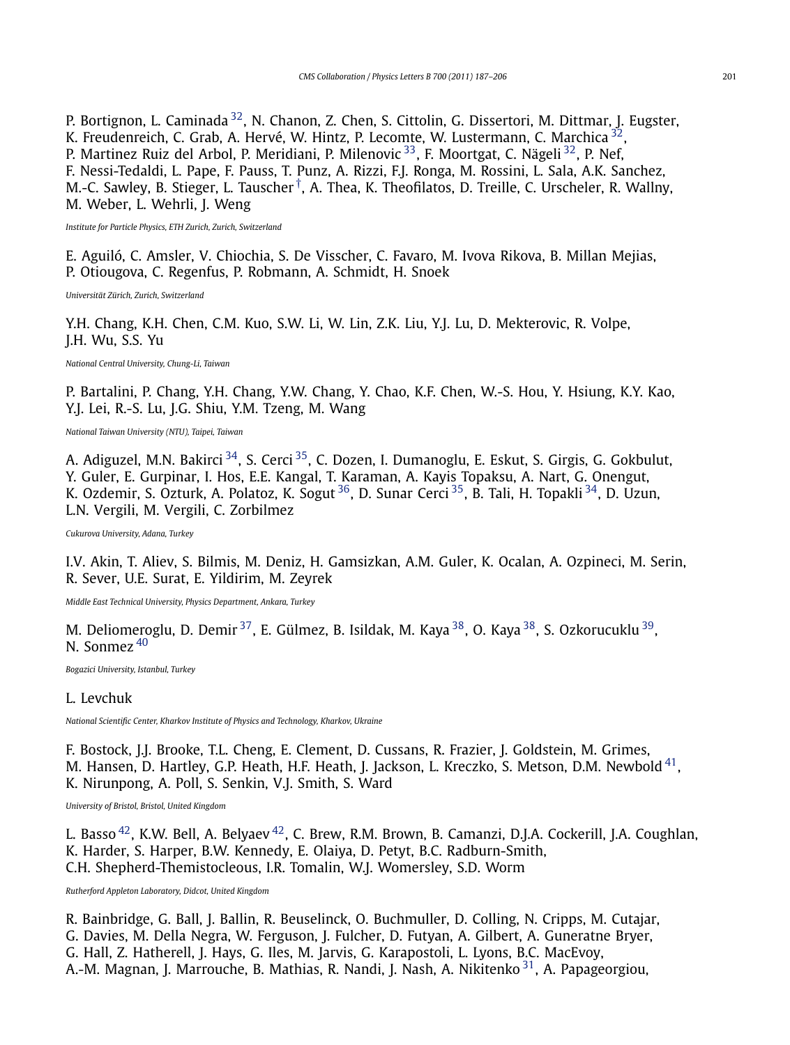P. Bortignon, L. Caminada [32], N. Chanon, Z. Chen, S. Cittolin, G. Dissertori, M. Dittmar, J. Eugster, K. Freudenreich, C. Grab, A. Hervé, W. Hintz, P. Lecomte, W. Lustermann, C. Marchica [32], P. Martinez Ruiz del Arbol, P. Meridiani, P. Milenovic [33], F. Moortgat, C. Nägeli [32], P. Nef, F. Nessi-Tedaldi, L. Pape, F. Pauss, T. Punz, A. Rizzi, F.J. Ronga, M. Rossini, L. Sala, A.K. Sanchez, M.-C. Sawley, B. Stieger, L. Tauscher [†], A. Thea, K. Theofilatos, D. Treille, C. Urscheler, R. Wallny, M. Weber, L. Wehrli, J. Weng

*Institute for Particle Physics, ETH Zurich, Zurich, Switzerland*

E. Aguiló, C. Amsler, V. Chiochia, S. De Visscher, C. Favaro, M. Ivova Rikova, B. Millan Mejias, P. Otiougova, C. Regenfus, P. Robmann, A. Schmidt, H. Snoek

*Universität Zürich, Zurich, Switzerland*

Y.H. Chang, K.H. Chen, C.M. Kuo, S.W. Li, W. Lin, Z.K. Liu, Y.J. Lu, D. Mekterovic, R. Volpe, J.H. Wu, S.S. Yu

*National Central University, Chung-Li, Taiwan*

P. Bartalini, P. Chang, Y.H. Chang, Y.W. Chang, Y. Chao, K.F. Chen, W.-S. Hou, Y. Hsiung, K.Y. Kao, Y.J. Lei, R.-S. Lu, J.G. Shiu, Y.M. Tzeng, M. Wang

*National Taiwan University (NTU), Taipei, Taiwan*

A. Adiguzel, M.N. Bakirci [34], S. Cerci [35], C. Dozen, I. Dumanoglu, E. Eskut, S. Girgis, G. Gokbulut, Y. Guler, E. Gurpinar, I. Hos, E.E. Kangal, T. Karaman, A. Kayis Topaksu, A. Nart, G. Onengut, K. Ozdemir, S. Ozturk, A. Polatoz, K. Sogut [36], D. Sunar Cerci [35], B. Tali, H. Topakli [34], D. Uzun, L.N. Vergili, M. Vergili, C. Zorbilmez

*Cukurova University, Adana, Turkey*

I.V. Akin, T. Aliev, S. Bilmis, M. Deniz, H. Gamsizkan, A.M. Guler, K. Ocalan, A. Ozpineci, M. Serin, R. Sever, U.E. Surat, E. Yildirim, M. Zeyrek

*Middle East Technical University, Physics Department, Ankara, Turkey*

M. Deliomeroglu, D. Demir [37], E. Gülmez, B. Isildak, M. Kaya [38], O. Kaya [38], S. Ozkorucuklu [39], N. Sonmez [40]

*Bogazici University, Istanbul, Turkey*

L. Levchuk

*National Scientific Center, Kharkov Institute of Physics and Technology, Kharkov, Ukraine*

F. Bostock, J.J. Brooke, T.L. Cheng, E. Clement, D. Cussans, R. Frazier, J. Goldstein, M. Grimes, M. Hansen, D. Hartley, G.P. Heath, H.F. Heath, J. Jackson, L. Kreczko, S. Metson, D.M. Newbold [41], K. Nirunpong, A. Poll, S. Senkin, V.J. Smith, S. Ward

*University of Bristol, Bristol, United Kingdom*

L. Basso [42], K.W. Bell, A. Belyaev [42], C. Brew, R.M. Brown, B. Camanzi, D.J.A. Cockerill, J.A. Coughlan, K. Harder, S. Harper, B.W. Kennedy, E. Olaiya, D. Petyt, B.C. Radburn-Smith, C.H. Shepherd-Themistocleous, I.R. Tomalin, W.J. Womersley, S.D. Worm

*Rutherford Appleton Laboratory, Didcot, United Kingdom*

R. Bainbridge, G. Ball, J. Ballin, R. Beuselinck, O. Buchmuller, D. Colling, N. Cripps, M. Cutajar, G. Davies, M. Della Negra, W. Ferguson, J. Fulcher, D. Futyan, A. Gilbert, A. Guneratne Bryer, G. Hall, Z. Hatherell, J. Hays, G. Iles, M. Jarvis, G. Karapostoli, L. Lyons, B.C. MacEvoy, A.-M. Magnan, J. Marrouche, B. Mathias, R. Nandi, J. Nash, A. Nikitenko [31], A. Papageorgiou,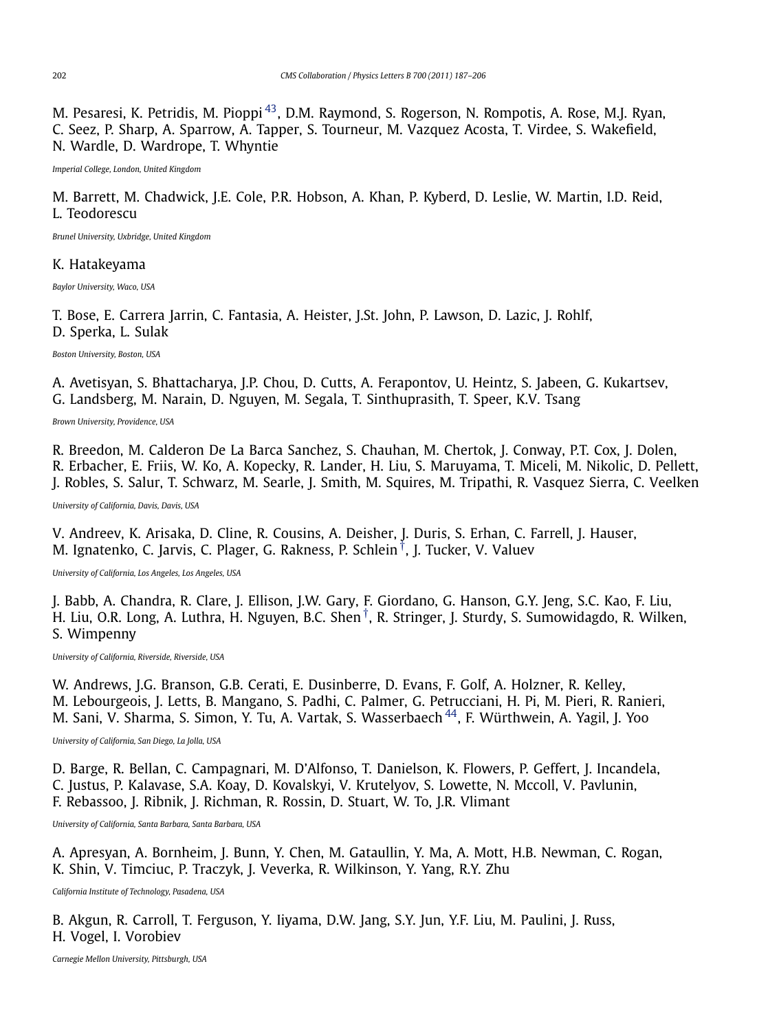M. Pesaresi, K. Petridis, M. Pioppi [43], D.M. Raymond, S. Rogerson, N. Rompotis, A. Rose, M.J. Ryan, C. Seez, P. Sharp, A. Sparrow, A. Tapper, S. Tourneur, M. Vazquez Acosta, T. Virdee, S. Wakefield, N. Wardle, D. Wardrope, T. Whyntie

*Imperial College, London, United Kingdom*

M. Barrett, M. Chadwick, J.E. Cole, P.R. Hobson, A. Khan, P. Kyberd, D. Leslie, W. Martin, I.D. Reid, L. Teodorescu

*Brunel University, Uxbridge, United Kingdom*

K. Hatakeyama

*Baylor University, Waco, USA*

T. Bose, E. Carrera Jarrin, C. Fantasia, A. Heister, J.St. John, P. Lawson, D. Lazic, J. Rohlf, D. Sperka, L. Sulak

*Boston University, Boston, USA*

A. Avetisyan, S. Bhattacharya, J.P. Chou, D. Cutts, A. Ferapontov, U. Heintz, S. Jabeen, G. Kukartsev, G. Landsberg, M. Narain, D. Nguyen, M. Segala, T. Sinthuprasith, T. Speer, K.V. Tsang

*Brown University, Providence, USA*

R. Breedon, M. Calderon De La Barca Sanchez, S. Chauhan, M. Chertok, J. Conway, P.T. Cox, J. Dolen, R. Erbacher, E. Friis, W. Ko, A. Kopecky, R. Lander, H. Liu, S. Maruyama, T. Miceli, M. Nikolic, D. Pellett, J. Robles, S. Salur, T. Schwarz, M. Searle, J. Smith, M. Squires, M. Tripathi, R. Vasquez Sierra, C. Veelken

*University of California, Davis, Davis, USA*

V. Andreev, K. Arisaka, D. Cline, R. Cousins, A. Deisher, J. Duris, S. Erhan, C. Farrell, J. Hauser, M. Ignatenko, C. Jarvis, C. Plager, G. Rakness, P. Schlein [†], J. Tucker, V. Valuev

*University of California, Los Angeles, Los Angeles, USA*

J. Babb, A. Chandra, R. Clare, J. Ellison, J.W. Gary, F. Giordano, G. Hanson, G.Y. Jeng, S.C. Kao, F. Liu, H. Liu, O.R. Long, A. Luthra, H. Nguyen, B.C. Shen [†], R. Stringer, J. Sturdy, S. Sumowidagdo, R. Wilken, S. Wimpenny

*University of California, Riverside, Riverside, USA*

W. Andrews, J.G. Branson, G.B. Cerati, E. Dusinberre, D. Evans, F. Golf, A. Holzner, R. Kelley, M. Lebourgeois, J. Letts, B. Mangano, S. Padhi, C. Palmer, G. Petrucciani, H. Pi, M. Pieri, R. Ranieri, M. Sani, V. Sharma, S. Simon, Y. Tu, A. Vartak, S. Wasserbaech [44], F. Würthwein, A. Yagil, J. Yoo

*University of California, San Diego, La Jolla, USA*

D. Barge, R. Bellan, C. Campagnari, M. D'Alfonso, T. Danielson, K. Flowers, P. Geffert, J. Incandela, C. Justus, P. Kalavase, S.A. Koay, D. Kovalskyi, V. Krutelyov, S. Lowette, N. Mccoll, V. Pavlunin, F. Rebassoo, J. Ribnik, J. Richman, R. Rossin, D. Stuart, W. To, J.R. Vlimant

*University of California, Santa Barbara, Santa Barbara, USA*

A. Apresyan, A. Bornheim, J. Bunn, Y. Chen, M. Gataullin, Y. Ma, A. Mott, H.B. Newman, C. Rogan, K. Shin, V. Timciuc, P. Traczyk, J. Veverka, R. Wilkinson, Y. Yang, R.Y. Zhu

*California Institute of Technology, Pasadena, USA*

B. Akgun, R. Carroll, T. Ferguson, Y. Iiyama, D.W. Jang, S.Y. Jun, Y.F. Liu, M. Paulini, J. Russ, H. Vogel, I. Vorobiev

*Carnegie Mellon University, Pittsburgh, USA*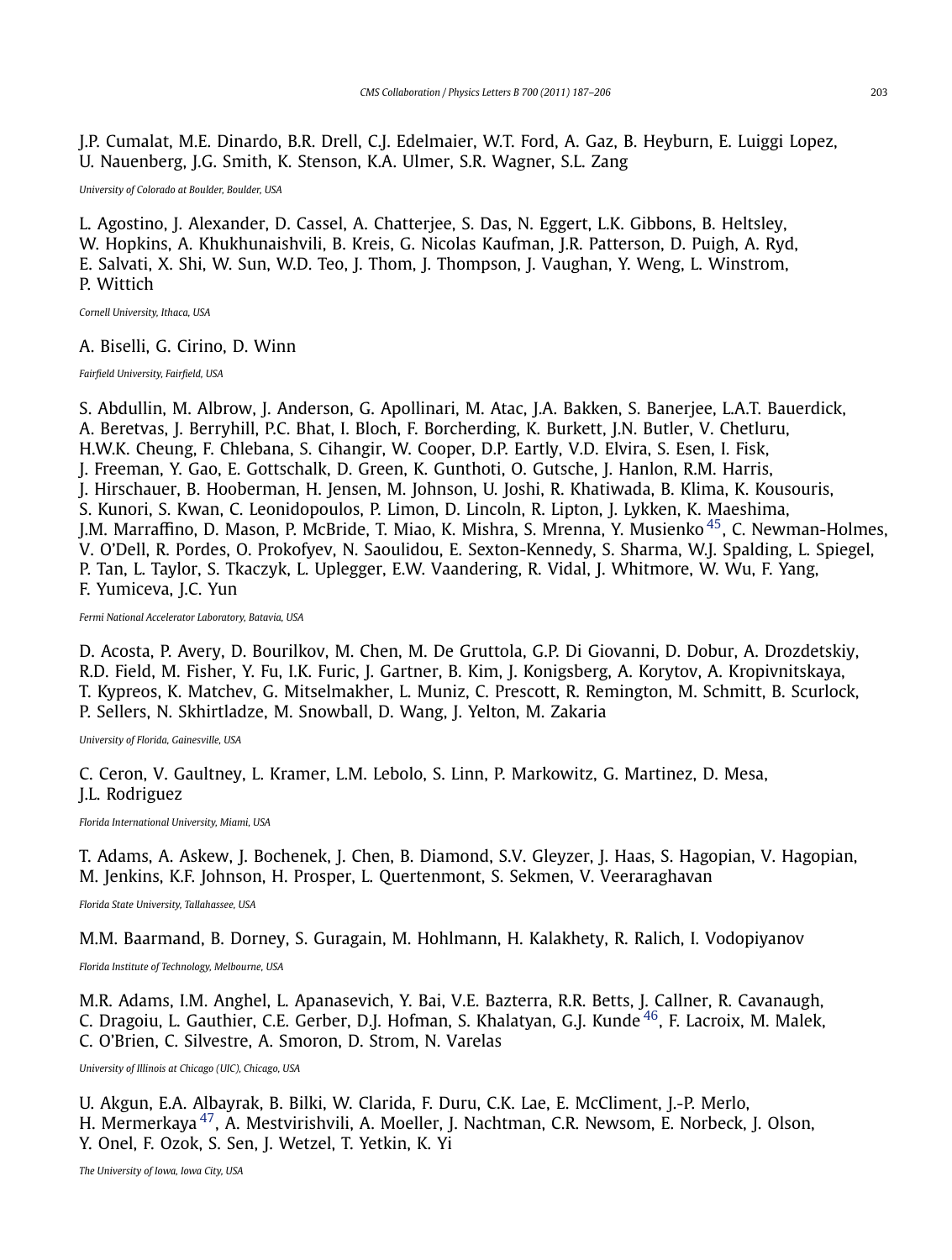J.P. Cumalat, M.E. Dinardo, B.R. Drell, C.J. Edelmaier, W.T. Ford, A. Gaz, B. Heyburn, E. Luiggi Lopez, U. Nauenberg, J.G. Smith, K. Stenson, K.A. Ulmer, S.R. Wagner, S.L. Zang

*University of Colorado at Boulder, Boulder, USA*

L. Agostino, J. Alexander, D. Cassel, A. Chatterjee, S. Das, N. Eggert, L.K. Gibbons, B. Heltsley, W. Hopkins, A. Khukhunaishvili, B. Kreis, G. Nicolas Kaufman, J.R. Patterson, D. Puigh, A. Ryd, E. Salvati, X. Shi, W. Sun, W.D. Teo, J. Thom, J. Thompson, J. Vaughan, Y. Weng, L. Winstrom, P. Wittich

*Cornell University, Ithaca, USA*

A. Biselli, G. Cirino, D. Winn

*Fairfield University, Fairfield, USA*

S. Abdullin, M. Albrow, J. Anderson, G. Apollinari, M. Atac, J.A. Bakken, S. Banerjee, L.A.T. Bauerdick, A. Beretvas, J. Berryhill, P.C. Bhat, I. Bloch, F. Borcherding, K. Burkett, J.N. Butler, V. Chetluru, H.W.K. Cheung, F. Chlebana, S. Cihangir, W. Cooper, D.P. Eartly, V.D. Elvira, S. Esen, I. Fisk, J. Freeman, Y. Gao, E. Gottschalk, D. Green, K. Gunthoti, O. Gutsche, J. Hanlon, R.M. Harris, J. Hirschauer, B. Hooberman, H. Jensen, M. Johnson, U. Joshi, R. Khatiwada, B. Klima, K. Kousouris, S. Kunori, S. Kwan, C. Leonidopoulos, P. Limon, D. Lincoln, R. Lipton, J. Lykken, K. Maeshima, J.M. Marraffino, D. Mason, P. McBride, T. Miao, K. Mishra, S. Mrenna, Y. Musienko [45], C. Newman-Holmes, V. O'Dell, R. Pordes, O. Prokofyev, N. Saoulidou, E. Sexton-Kennedy, S. Sharma, W.J. Spalding, L. Spiegel, P. Tan, L. Taylor, S. Tkaczyk, L. Uplegger, E.W. Vaandering, R. Vidal, J. Whitmore, W. Wu, F. Yang, F. Yumiceva, J.C. Yun

*Fermi National Accelerator Laboratory, Batavia, USA*

D. Acosta, P. Avery, D. Bourilkov, M. Chen, M. De Gruttola, G.P. Di Giovanni, D. Dobur, A. Drozdetskiy, R.D. Field, M. Fisher, Y. Fu, I.K. Furic, J. Gartner, B. Kim, J. Konigsberg, A. Korytov, A. Kropivnitskaya, T. Kypreos, K. Matchev, G. Mitselmakher, L. Muniz, C. Prescott, R. Remington, M. Schmitt, B. Scurlock, P. Sellers, N. Skhirtladze, M. Snowball, D. Wang, J. Yelton, M. Zakaria

*University of Florida, Gainesville, USA*

C. Ceron, V. Gaultney, L. Kramer, L.M. Lebolo, S. Linn, P. Markowitz, G. Martinez, D. Mesa, J.L. Rodriguez

*Florida International University, Miami, USA*

T. Adams, A. Askew, J. Bochenek, J. Chen, B. Diamond, S.V. Gleyzer, J. Haas, S. Hagopian, V. Hagopian, M. Jenkins, K.F. Johnson, H. Prosper, L. Quertenmont, S. Sekmen, V. Veeraraghavan

*Florida State University, Tallahassee, USA*

M.M. Baarmand, B. Dorney, S. Guragain, M. Hohlmann, H. Kalakhety, R. Ralich, I. Vodopiyanov

*Florida Institute of Technology, Melbourne, USA*

M.R. Adams, I.M. Anghel, L. Apanasevich, Y. Bai, V.E. Bazterra, R.R. Betts, J. Callner, R. Cavanaugh, C. Dragoiu, L. Gauthier, C.E. Gerber, D.J. Hofman, S. Khalatyan, G.J. Kunde [46], F. Lacroix, M. Malek, C. O'Brien, C. Silvestre, A. Smoron, D. Strom, N. Varelas

*University of Illinois at Chicago (UIC), Chicago, USA*

U. Akgun, E.A. Albayrak, B. Bilki, W. Clarida, F. Duru, C.K. Lae, E. McCliment, J.-P. Merlo, H. Mermerkaya [47], A. Mestvirishvili, A. Moeller, J. Nachtman, C.R. Newsom, E. Norbeck, J. Olson, Y. Onel, F. Ozok, S. Sen, J. Wetzel, T. Yetkin, K. Yi

*The University of Iowa, Iowa City, USA*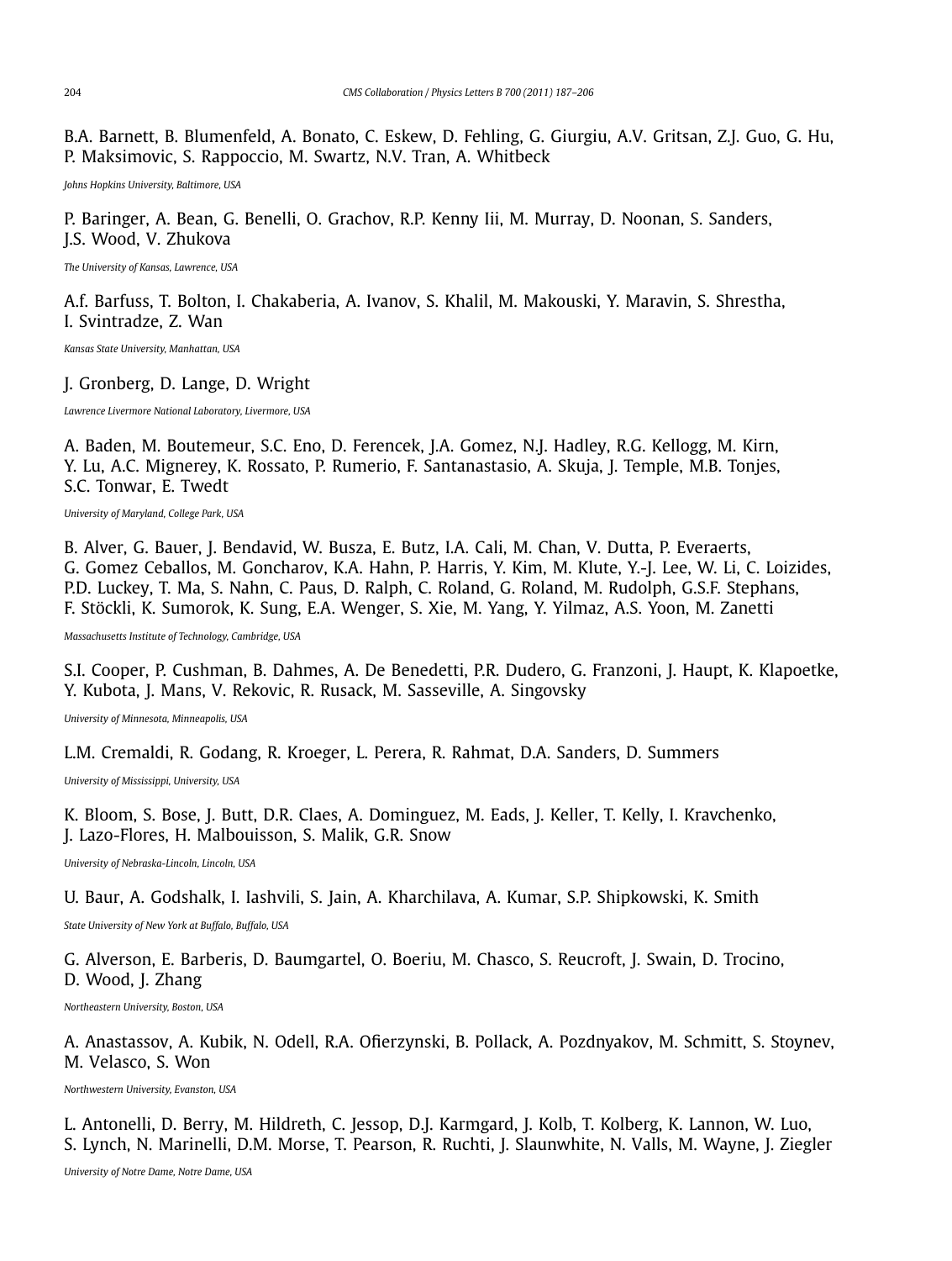B.A. Barnett, B. Blumenfeld, A. Bonato, C. Eskew, D. Fehling, G. Giurgiu, A.V. Gritsan, Z.J. Guo, G. Hu, P. Maksimovic, S. Rappoccio, M. Swartz, N.V. Tran, A. Whitbeck

*Johns Hopkins University, Baltimore, USA*

P. Baringer, A. Bean, G. Benelli, O. Grachov, R.P. Kenny Iii, M. Murray, D. Noonan, S. Sanders, J.S. Wood, V. Zhukova

*The University of Kansas, Lawrence, USA*

A.f. Barfuss, T. Bolton, I. Chakaberia, A. Ivanov, S. Khalil, M. Makouski, Y. Maravin, S. Shrestha, I. Svintradze, Z. Wan

*Kansas State University, Manhattan, USA*

J. Gronberg, D. Lange, D. Wright

*Lawrence Livermore National Laboratory, Livermore, USA*

A. Baden, M. Boutemeur, S.C. Eno, D. Ferencek, J.A. Gomez, N.J. Hadley, R.G. Kellogg, M. Kirn, Y. Lu, A.C. Mignerey, K. Rossato, P. Rumerio, F. Santanastasio, A. Skuja, J. Temple, M.B. Tonjes, S.C. Tonwar, E. Twedt

*University of Maryland, College Park, USA*

B. Alver, G. Bauer, J. Bendavid, W. Busza, E. Butz, I.A. Cali, M. Chan, V. Dutta, P. Everaerts, G. Gomez Ceballos, M. Goncharov, K.A. Hahn, P. Harris, Y. Kim, M. Klute, Y.-J. Lee, W. Li, C. Loizides, P.D. Luckey, T. Ma, S. Nahn, C. Paus, D. Ralph, C. Roland, G. Roland, M. Rudolph, G.S.F. Stephans, F. Stöckli, K. Sumorok, K. Sung, E.A. Wenger, S. Xie, M. Yang, Y. Yilmaz, A.S. Yoon, M. Zanetti

*Massachusetts Institute of Technology, Cambridge, USA*

S.I. Cooper, P. Cushman, B. Dahmes, A. De Benedetti, P.R. Dudero, G. Franzoni, J. Haupt, K. Klapoetke, Y. Kubota, J. Mans, V. Rekovic, R. Rusack, M. Sasseville, A. Singovsky

*University of Minnesota, Minneapolis, USA*

L.M. Cremaldi, R. Godang, R. Kroeger, L. Perera, R. Rahmat, D.A. Sanders, D. Summers

*University of Mississippi, University, USA*

K. Bloom, S. Bose, J. Butt, D.R. Claes, A. Dominguez, M. Eads, J. Keller, T. Kelly, I. Kravchenko, J. Lazo-Flores, H. Malbouisson, S. Malik, G.R. Snow

*University of Nebraska-Lincoln, Lincoln, USA*

U. Baur, A. Godshalk, I. Iashvili, S. Jain, A. Kharchilava, A. Kumar, S.P. Shipkowski, K. Smith

*State University of New York at Buffalo, Buffalo, USA*

G. Alverson, E. Barberis, D. Baumgartel, O. Boeriu, M. Chasco, S. Reucroft, J. Swain, D. Trocino, D. Wood, J. Zhang

*Northeastern University, Boston, USA*

A. Anastassov, A. Kubik, N. Odell, R.A. Ofierzynski, B. Pollack, A. Pozdnyakov, M. Schmitt, S. Stoynev, M. Velasco, S. Won

*Northwestern University, Evanston, USA*

L. Antonelli, D. Berry, M. Hildreth, C. Jessop, D.J. Karmgard, J. Kolb, T. Kolberg, K. Lannon, W. Luo, S. Lynch, N. Marinelli, D.M. Morse, T. Pearson, R. Ruchti, J. Slaunwhite, N. Valls, M. Wayne, J. Ziegler

*University of Notre Dame, Notre Dame, USA*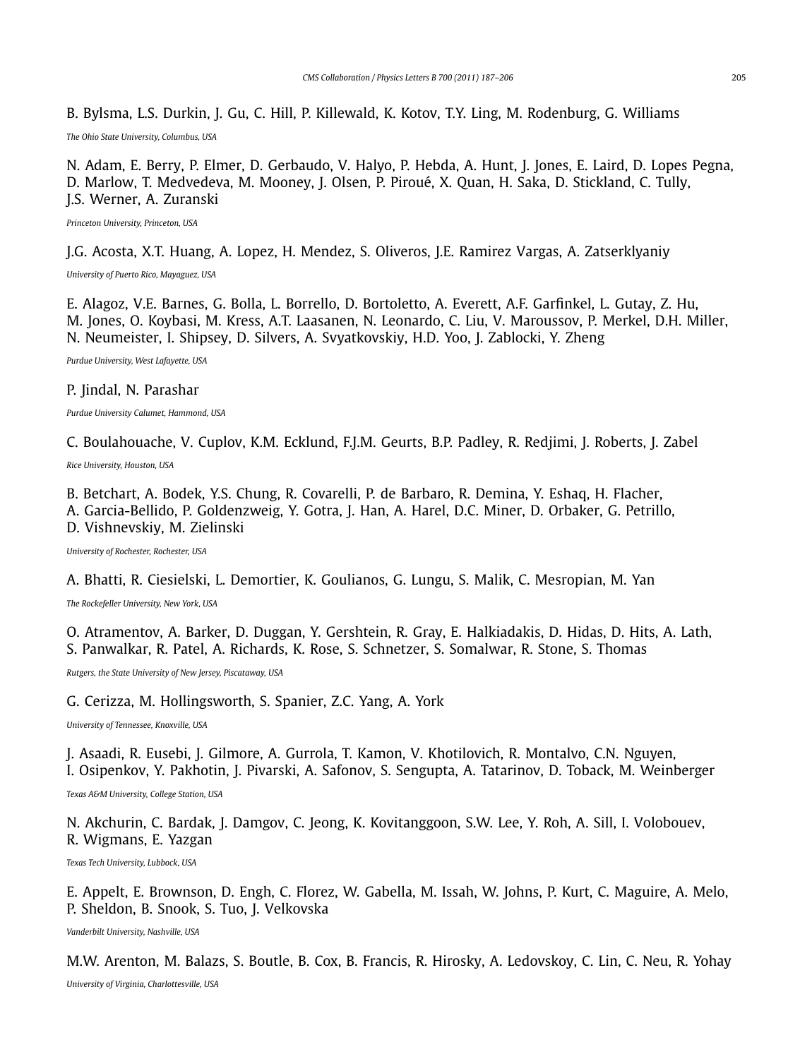B. Bylsma, L.S. Durkin, J. Gu, C. Hill, P. Killewald, K. Kotov, T.Y. Ling, M. Rodenburg, G. Williams

*The Ohio State University, Columbus, USA*

N. Adam, E. Berry, P. Elmer, D. Gerbaudo, V. Halyo, P. Hebda, A. Hunt, J. Jones, E. Laird, D. Lopes Pegna, D. Marlow, T. Medvedeva, M. Mooney, J. Olsen, P. Piroué, X. Quan, H. Saka, D. Stickland, C. Tully, J.S. Werner, A. Zuranski

*Princeton University, Princeton, USA*

J.G. Acosta, X.T. Huang, A. Lopez, H. Mendez, S. Oliveros, J.E. Ramirez Vargas, A. Zatserklyaniy

*University of Puerto Rico, Mayaguez, USA*

E. Alagoz, V.E. Barnes, G. Bolla, L. Borrello, D. Bortoletto, A. Everett, A.F. Garfinkel, L. Gutay, Z. Hu, M. Jones, O. Koybasi, M. Kress, A.T. Laasanen, N. Leonardo, C. Liu, V. Maroussov, P. Merkel, D.H. Miller, N. Neumeister, I. Shipsey, D. Silvers, A. Svyatkovskiy, H.D. Yoo, J. Zablocki, Y. Zheng

*Purdue University, West Lafayette, USA*

P. Jindal, N. Parashar

*Purdue University Calumet, Hammond, USA*

C. Boulahouache, V. Cuplov, K.M. Ecklund, F.J.M. Geurts, B.P. Padley, R. Redjimi, J. Roberts, J. Zabel

*Rice University, Houston, USA*

B. Betchart, A. Bodek, Y.S. Chung, R. Covarelli, P. de Barbaro, R. Demina, Y. Eshaq, H. Flacher, A. Garcia-Bellido, P. Goldenzweig, Y. Gotra, J. Han, A. Harel, D.C. Miner, D. Orbaker, G. Petrillo, D. Vishnevskiy, M. Zielinski

*University of Rochester, Rochester, USA*

A. Bhatti, R. Ciesielski, L. Demortier, K. Goulianos, G. Lungu, S. Malik, C. Mesropian, M. Yan

*The Rockefeller University, New York, USA*

O. Atramentov, A. Barker, D. Duggan, Y. Gershtein, R. Gray, E. Halkiadakis, D. Hidas, D. Hits, A. Lath, S. Panwalkar, R. Patel, A. Richards, K. Rose, S. Schnetzer, S. Somalwar, R. Stone, S. Thomas

*Rutgers, the State University of New Jersey, Piscataway, USA*

G. Cerizza, M. Hollingsworth, S. Spanier, Z.C. Yang, A. York

*University of Tennessee, Knoxville, USA*

J. Asaadi, R. Eusebi, J. Gilmore, A. Gurrola, T. Kamon, V. Khotilovich, R. Montalvo, C.N. Nguyen, I. Osipenkov, Y. Pakhotin, J. Pivarski, A. Safonov, S. Sengupta, A. Tatarinov, D. Toback, M. Weinberger

*Texas A&M University, College Station, USA*

N. Akchurin, C. Bardak, J. Damgov, C. Jeong, K. Kovitanggoon, S.W. Lee, Y. Roh, A. Sill, I. Volobouev, R. Wigmans, E. Yazgan

*Texas Tech University, Lubbock, USA*

E. Appelt, E. Brownson, D. Engh, C. Florez, W. Gabella, M. Issah, W. Johns, P. Kurt, C. Maguire, A. Melo, P. Sheldon, B. Snook, S. Tuo, J. Velkovska

*Vanderbilt University, Nashville, USA*

M.W. Arenton, M. Balazs, S. Boutle, B. Cox, B. Francis, R. Hirosky, A. Ledovskoy, C. Lin, C. Neu, R. Yohay

*University of Virginia, Charlottesville, USA*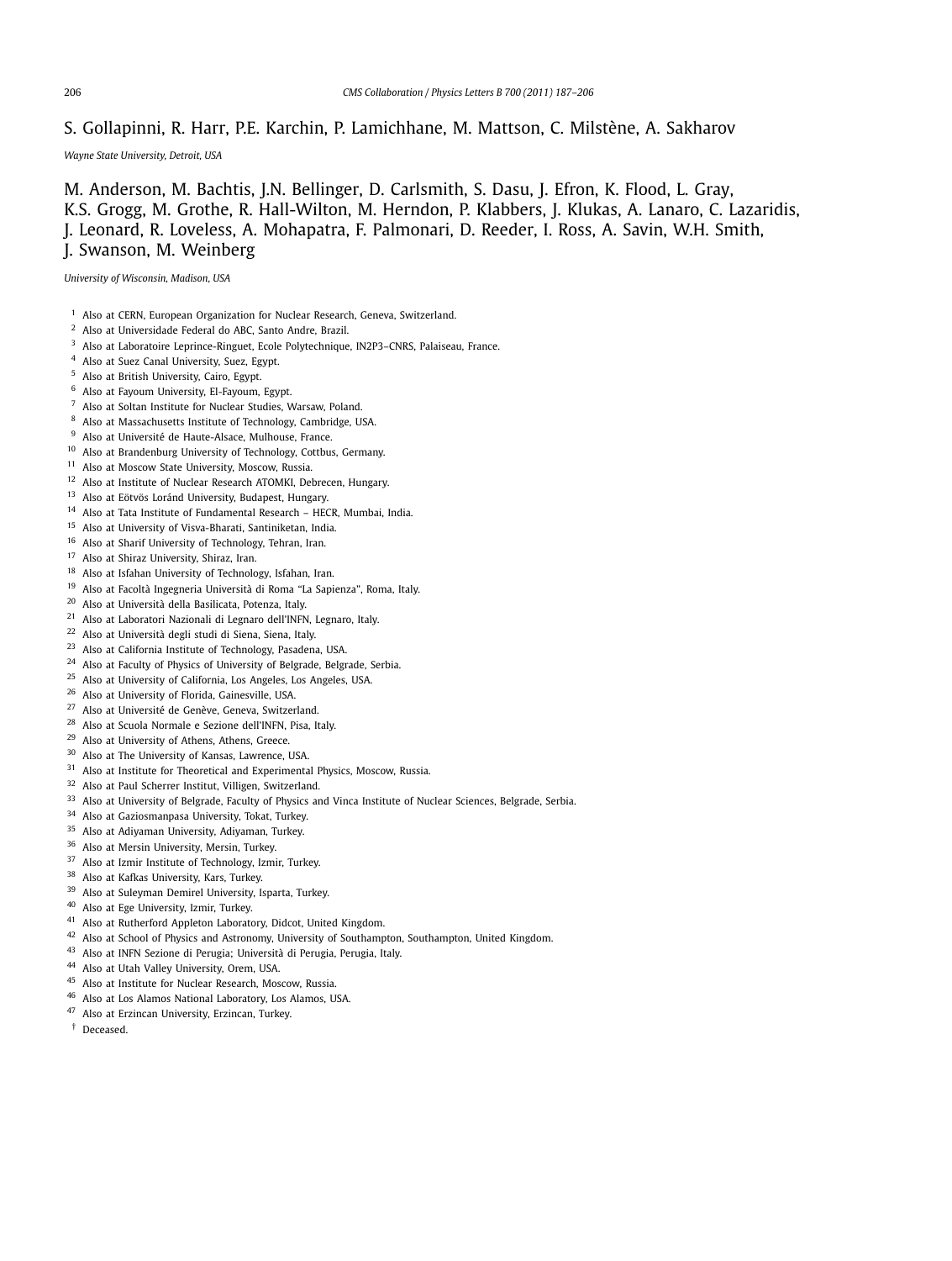S. Gollapinni, R. Harr, P.E. Karchin, P. Lamichhane, M. Mattson, C. Milstène, A. Sakharov

*Wayne State University, Detroit, USA*

M. Anderson, M. Bachtis, J.N. Bellinger, D. Carlsmith, S. Dasu, J. Efron, K. Flood, L. Gray, K.S. Grogg, M. Grothe, R. Hall-Wilton, M. Herndon, P. Klabbers, J. Klukas, A. Lanaro, C. Lazaridis, J. Leonard, R. Loveless, A. Mohapatra, F. Palmonari, D. Reeder, I. Ross, A. Savin, W.H. Smith, J. Swanson, M. Weinberg

*University of Wisconsin, Madison, USA*

[1] Also at CERN, European Organization for Nuclear Research, Geneva, Switzerland.
[2] Also at Universidade Federal do ABC, Santo Andre, Brazil.
[3] Also at Laboratoire Leprince-Ringuet, Ecole Polytechnique, IN2P3–CNRS, Palaiseau, France.
[4] Also at Suez Canal University, Suez, Egypt.
[5] Also at British University, Cairo, Egypt.
[6] Also at Fayoum University, El-Fayoum, Egypt.
[7] Also at Soltan Institute for Nuclear Studies, Warsaw, Poland.
[8] Also at Massachusetts Institute of Technology, Cambridge, USA.
[9] Also at Université de Haute-Alsace, Mulhouse, France.
[10] Also at Brandenburg University of Technology, Cottbus, Germany.
[11] Also at Moscow State University, Moscow, Russia.
[12] Also at Institute of Nuclear Research ATOMKI, Debrecen, Hungary.
[13] Also at Eötvös Loránd University, Budapest, Hungary.
[14] Also at Tata Institute of Fundamental Research – HECR, Mumbai, India.
[15] Also at University of Visva-Bharati, Santiniketan, India.
[16] Also at Sharif University of Technology, Tehran, Iran.
[17] Also at Shiraz University, Shiraz, Iran.
[18] Also at Isfahan University of Technology, Isfahan, Iran.
[19] Also at Facoltà Ingegneria Università di Roma "La Sapienza", Roma, Italy.
[20] Also at Università della Basilicata, Potenza, Italy.
[21] Also at Laboratori Nazionali di Legnaro dell'INFN, Legnaro, Italy.
[22] Also at Università degli studi di Siena, Siena, Italy.
[23] Also at California Institute of Technology, Pasadena, USA.
[24] Also at Faculty of Physics of University of Belgrade, Belgrade, Serbia.
[25] Also at University of California, Los Angeles, Los Angeles, USA.
[26] Also at University of Florida, Gainesville, USA.
[27] Also at Université de Genève, Geneva, Switzerland.
[28] Also at Scuola Normale e Sezione dell'INFN, Pisa, Italy.
[29] Also at University of Athens, Athens, Greece.
[30] Also at The University of Kansas, Lawrence, USA.
[31] Also at Institute for Theoretical and Experimental Physics, Moscow, Russia.
[32] Also at Paul Scherrer Institut, Villigen, Switzerland.
[33] Also at University of Belgrade, Faculty of Physics and Vinca Institute of Nuclear Sciences, Belgrade, Serbia.
[34] Also at Gaziosmanpasa University, Tokat, Turkey.
[35] Also at Adiyaman University, Adiyaman, Turkey.
[36] Also at Mersin University, Mersin, Turkey.
[37] Also at Izmir Institute of Technology, Izmir, Turkey.
[38] Also at Kafkas University, Kars, Turkey.
[39] Also at Suleyman Demirel University, Isparta, Turkey.
[40] Also at Ege University, Izmir, Turkey.
[41] Also at Rutherford Appleton Laboratory, Didcot, United Kingdom.
[42] Also at School of Physics and Astronomy, University of Southampton, Southampton, United Kingdom.
[43] Also at INFN Sezione di Perugia; Università di Perugia, Perugia, Italy.
[44] Also at Utah Valley University, Orem, USA.
[45] Also at Institute for Nuclear Research, Moscow, Russia.
[46] Also at Los Alamos National Laboratory, Los Alamos, USA.
[47] Also at Erzincan University, Erzincan, Turkey.
[†] Deceased.